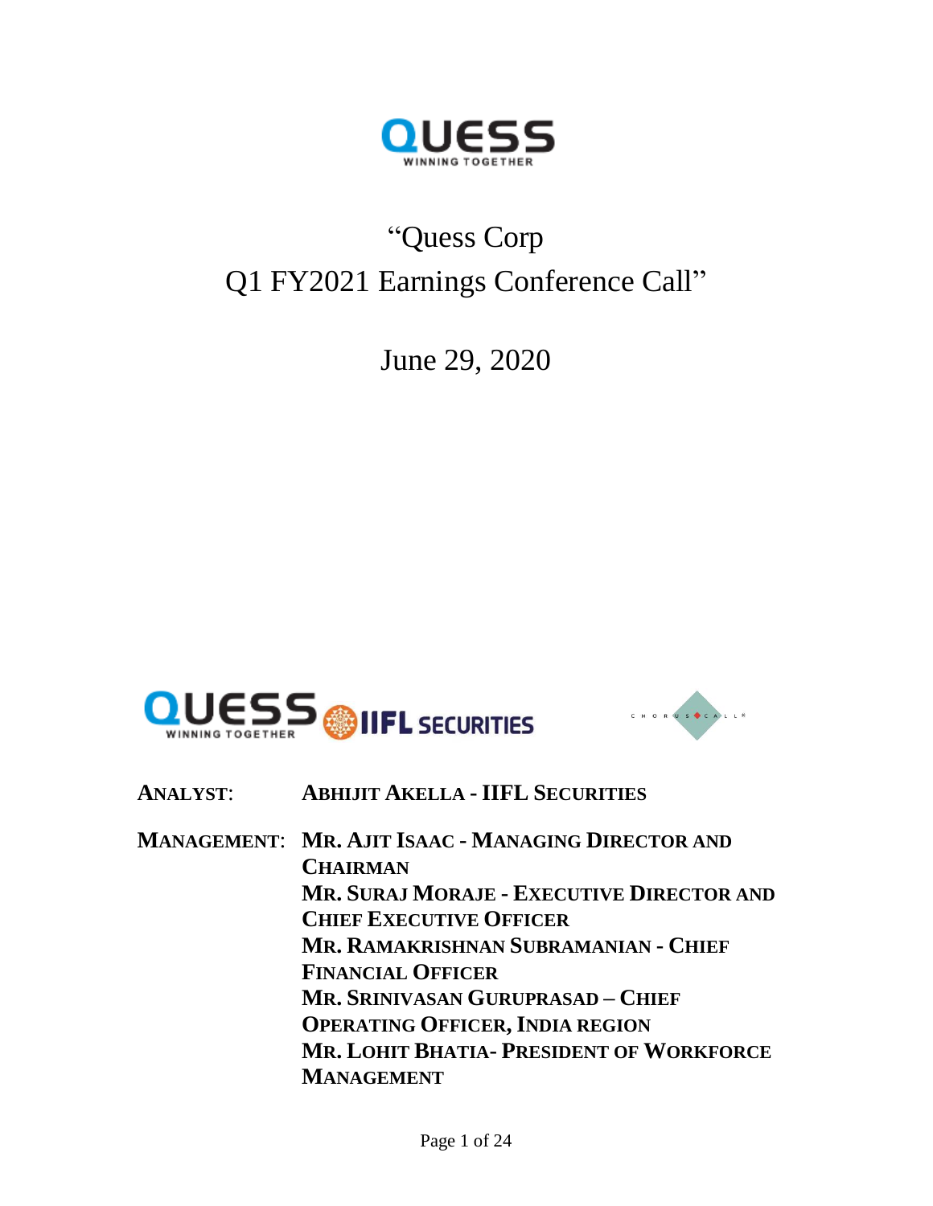# "Quess Corp Q1 FY2021 Earnings Conference Call"

June 29, 2020

**ANALYST:** **ABHIJIT AKELLA - IIFL SECURITIES**

**MANAGEMENT:** **MR. AJIT ISAAC - MANAGING DIRECTOR AND CHAIRMAN**
**MR. SURAJ MORAJE - EXECUTIVE DIRECTOR AND CHIEF EXECUTIVE OFFICER**
**MR. RAMAKRISHNAN SUBRAMANIAN - CHIEF FINANCIAL OFFICER**
**MR. SRINIVASAN GURUPRASAD – CHIEF OPERATING OFFICER, INDIA REGION**
**MR. LOHIT BHATIA- PRESIDENT OF WORKFORCE MANAGEMENT**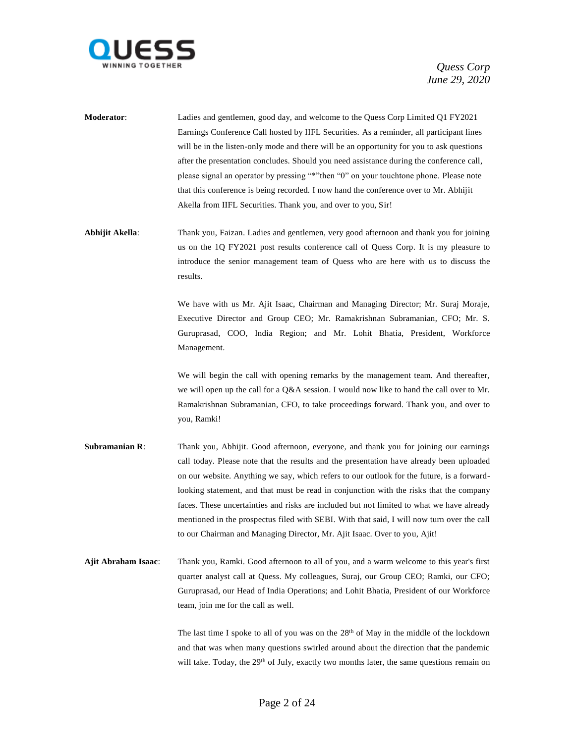**Moderator**: Ladies and gentlemen, good day, and welcome to the Quess Corp Limited Q1 FY2021 Earnings Conference Call hosted by IIFL Securities. As a reminder, all participant lines will be in the listen-only mode and there will be an opportunity for you to ask questions after the presentation concludes. Should you need assistance during the conference call, please signal an operator by pressing "*"then "0" on your touchtone phone. Please note that this conference is being recorded. I now hand the conference over to Mr. Abhijit Akella from IIFL Securities. Thank you, and over to you, Sir!

**Abhijit Akella**: Thank you, Faizan. Ladies and gentlemen, very good afternoon and thank you for joining us on the 1Q FY2021 post results conference call of Quess Corp. It is my pleasure to introduce the senior management team of Quess who are here with us to discuss the results.

We have with us Mr. Ajit Isaac, Chairman and Managing Director; Mr. Suraj Moraje, Executive Director and Group CEO; Mr. Ramakrishnan Subramanian, CFO; Mr. S. Guruprasad, COO, India Region; and Mr. Lohit Bhatia, President, Workforce Management.

We will begin the call with opening remarks by the management team. And thereafter, we will open up the call for a Q&A session. I would now like to hand the call over to Mr. Ramakrishnan Subramanian, CFO, to take proceedings forward. Thank you, and over to you, Ramki!

**Subramanian R**: Thank you, Abhijit. Good afternoon, everyone, and thank you for joining our earnings call today. Please note that the results and the presentation have already been uploaded on our website. Anything we say, which refers to our outlook for the future, is a forward-looking statement, and that must be read in conjunction with the risks that the company faces. These uncertainties and risks are included but not limited to what we have already mentioned in the prospectus filed with SEBI. With that said, I will now turn over the call to our Chairman and Managing Director, Mr. Ajit Isaac. Over to you, Ajit!

**Ajit Abraham Isaac**: Thank you, Ramki. Good afternoon to all of you, and a warm welcome to this year's first quarter analyst call at Quess. My colleagues, Suraj, our Group CEO; Ramki, our CFO; Guruprasad, our Head of India Operations; and Lohit Bhatia, President of our Workforce team, join me for the call as well.

The last time I spoke to all of you was on the 28th of May in the middle of the lockdown and that was when many questions swirled around about the direction that the pandemic will take. Today, the 29th of July, exactly two months later, the same questions remain on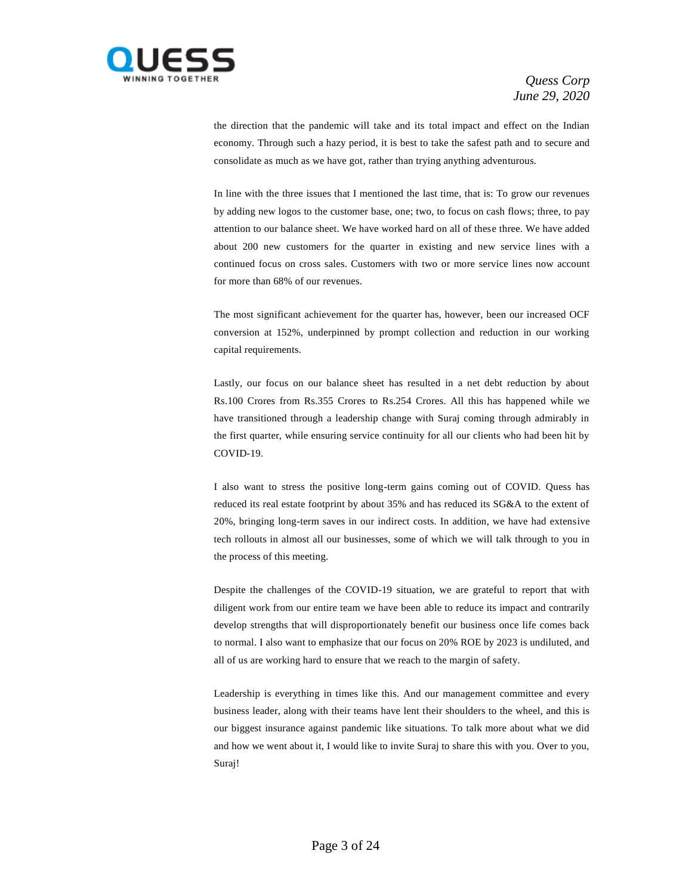the direction that the pandemic will take and its total impact and effect on the Indian economy. Through such a hazy period, it is best to take the safest path and to secure and consolidate as much as we have got, rather than trying anything adventurous.

In line with the three issues that I mentioned the last time, that is: To grow our revenues by adding new logos to the customer base, one; two, to focus on cash flows; three, to pay attention to our balance sheet. We have worked hard on all of these three. We have added about 200 new customers for the quarter in existing and new service lines with a continued focus on cross sales. Customers with two or more service lines now account for more than 68% of our revenues.

The most significant achievement for the quarter has, however, been our increased OCF conversion at 152%, underpinned by prompt collection and reduction in our working capital requirements.

Lastly, our focus on our balance sheet has resulted in a net debt reduction by about Rs.100 Crores from Rs.355 Crores to Rs.254 Crores. All this has happened while we have transitioned through a leadership change with Suraj coming through admirably in the first quarter, while ensuring service continuity for all our clients who had been hit by COVID-19.

I also want to stress the positive long-term gains coming out of COVID. Quess has reduced its real estate footprint by about 35% and has reduced its SG&A to the extent of 20%, bringing long-term saves in our indirect costs. In addition, we have had extensive tech rollouts in almost all our businesses, some of which we will talk through to you in the process of this meeting.

Despite the challenges of the COVID-19 situation, we are grateful to report that with diligent work from our entire team we have been able to reduce its impact and contrarily develop strengths that will disproportionately benefit our business once life comes back to normal. I also want to emphasize that our focus on 20% ROE by 2023 is undiluted, and all of us are working hard to ensure that we reach to the margin of safety.

Leadership is everything in times like this. And our management committee and every business leader, along with their teams have lent their shoulders to the wheel, and this is our biggest insurance against pandemic like situations. To talk more about what we did and how we went about it, I would like to invite Suraj to share this with you. Over to you, Suraj!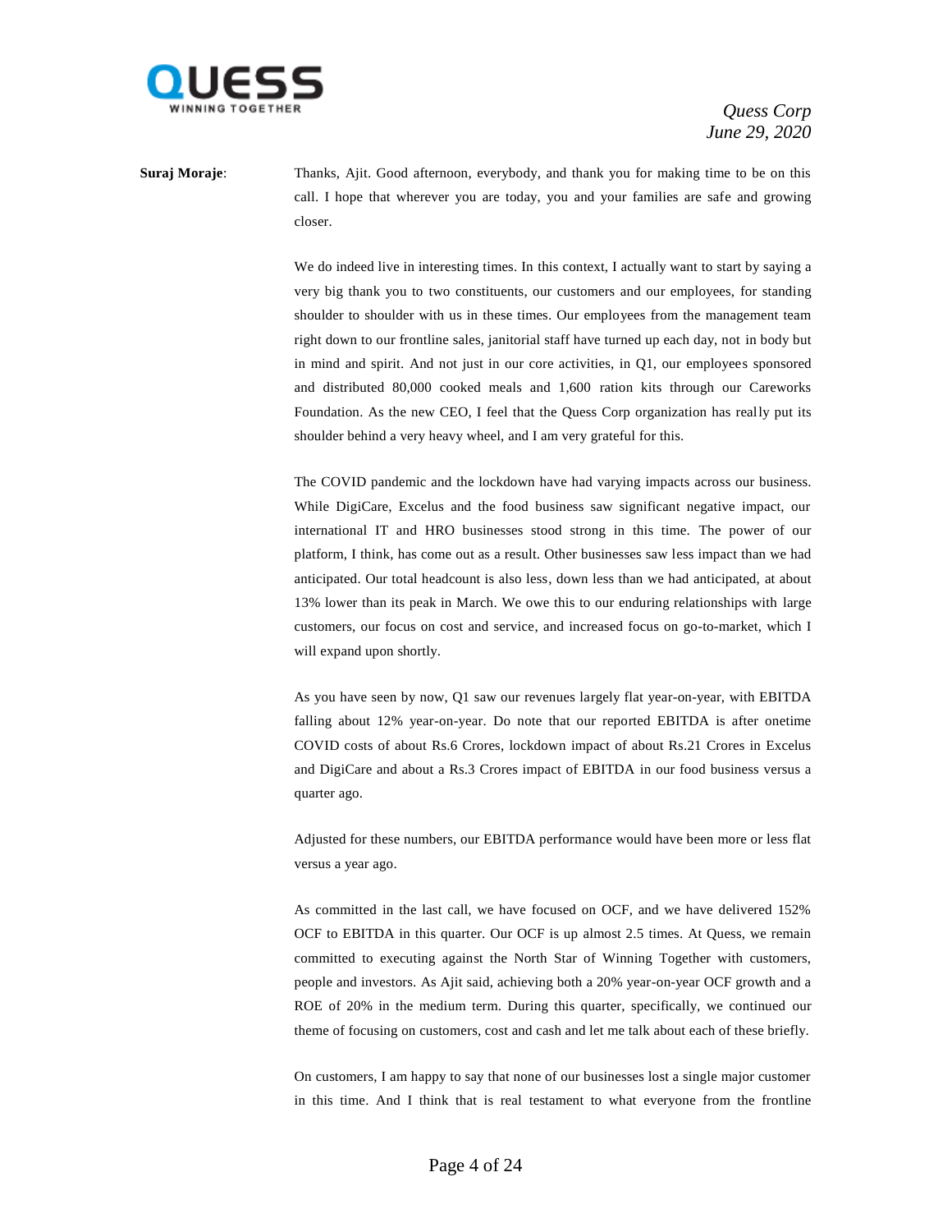**Suraj Moraje**: Thanks, Ajit. Good afternoon, everybody, and thank you for making time to be on this call. I hope that wherever you are today, you and your families are safe and growing closer.

We do indeed live in interesting times. In this context, I actually want to start by saying a very big thank you to two constituents, our customers and our employees, for standing shoulder to shoulder with us in these times. Our employees from the management team right down to our frontline sales, janitorial staff have turned up each day, not in body but in mind and spirit. And not just in our core activities, in Q1, our employees sponsored and distributed 80,000 cooked meals and 1,600 ration kits through our Careworks Foundation. As the new CEO, I feel that the Quess Corp organization has really put its shoulder behind a very heavy wheel, and I am very grateful for this.

The COVID pandemic and the lockdown have had varying impacts across our business. While DigiCare, Excelus and the food business saw significant negative impact, our international IT and HRO businesses stood strong in this time. The power of our platform, I think, has come out as a result. Other businesses saw less impact than we had anticipated. Our total headcount is also less, down less than we had anticipated, at about 13% lower than its peak in March. We owe this to our enduring relationships with large customers, our focus on cost and service, and increased focus on go-to-market, which I will expand upon shortly.

As you have seen by now, Q1 saw our revenues largely flat year-on-year, with EBITDA falling about 12% year-on-year. Do note that our reported EBITDA is after onetime COVID costs of about Rs.6 Crores, lockdown impact of about Rs.21 Crores in Excelus and DigiCare and about a Rs.3 Crores impact of EBITDA in our food business versus a quarter ago.

Adjusted for these numbers, our EBITDA performance would have been more or less flat versus a year ago.

As committed in the last call, we have focused on OCF, and we have delivered 152% OCF to EBITDA in this quarter. Our OCF is up almost 2.5 times. At Quess, we remain committed to executing against the North Star of Winning Together with customers, people and investors. As Ajit said, achieving both a 20% year-on-year OCF growth and a ROE of 20% in the medium term. During this quarter, specifically, we continued our theme of focusing on customers, cost and cash and let me talk about each of these briefly.

On customers, I am happy to say that none of our businesses lost a single major customer in this time. And I think that is real testament to what everyone from the frontline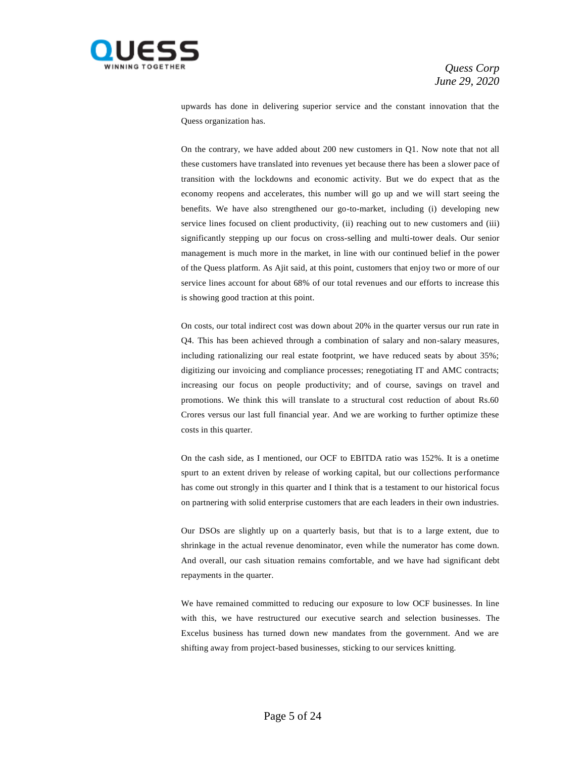upwards has done in delivering superior service and the constant innovation that the Quess organization has.

On the contrary, we have added about 200 new customers in Q1. Now note that not all these customers have translated into revenues yet because there has been a slower pace of transition with the lockdowns and economic activity. But we do expect that as the economy reopens and accelerates, this number will go up and we will start seeing the benefits. We have also strengthened our go-to-market, including (i) developing new service lines focused on client productivity, (ii) reaching out to new customers and (iii) significantly stepping up our focus on cross-selling and multi-tower deals. Our senior management is much more in the market, in line with our continued belief in the power of the Quess platform. As Ajit said, at this point, customers that enjoy two or more of our service lines account for about 68% of our total revenues and our efforts to increase this is showing good traction at this point.

On costs, our total indirect cost was down about 20% in the quarter versus our run rate in Q4. This has been achieved through a combination of salary and non-salary measures, including rationalizing our real estate footprint, we have reduced seats by about 35%; digitizing our invoicing and compliance processes; renegotiating IT and AMC contracts; increasing our focus on people productivity; and of course, savings on travel and promotions. We think this will translate to a structural cost reduction of about Rs.60 Crores versus our last full financial year. And we are working to further optimize these costs in this quarter.

On the cash side, as I mentioned, our OCF to EBITDA ratio was 152%. It is a onetime spurt to an extent driven by release of working capital, but our collections performance has come out strongly in this quarter and I think that is a testament to our historical focus on partnering with solid enterprise customers that are each leaders in their own industries.

Our DSOs are slightly up on a quarterly basis, but that is to a large extent, due to shrinkage in the actual revenue denominator, even while the numerator has come down. And overall, our cash situation remains comfortable, and we have had significant debt repayments in the quarter.

We have remained committed to reducing our exposure to low OCF businesses. In line with this, we have restructured our executive search and selection businesses. The Excelus business has turned down new mandates from the government. And we are shifting away from project-based businesses, sticking to our services knitting.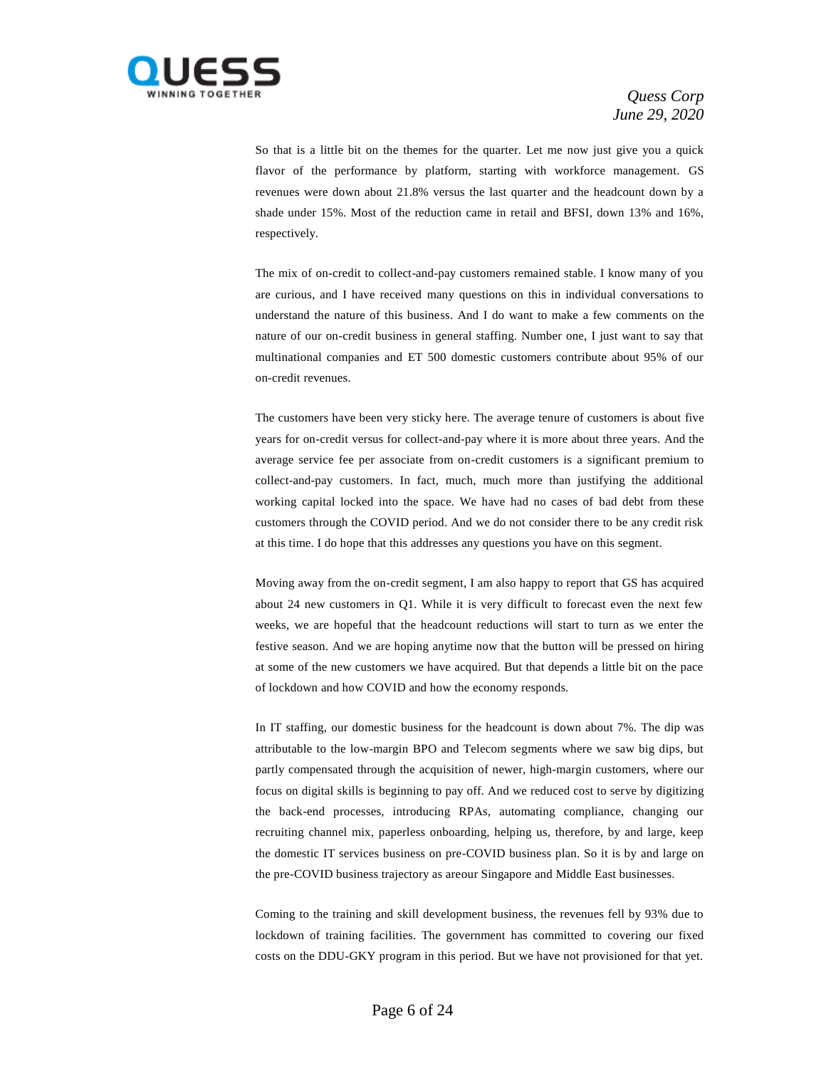So that is a little bit on the themes for the quarter. Let me now just give you a quick flavor of the performance by platform, starting with workforce management. GS revenues were down about 21.8% versus the last quarter and the headcount down by a shade under 15%. Most of the reduction came in retail and BFSI, down 13% and 16%, respectively.

The mix of on-credit to collect-and-pay customers remained stable. I know many of you are curious, and I have received many questions on this in individual conversations to understand the nature of this business. And I do want to make a few comments on the nature of our on-credit business in general staffing. Number one, I just want to say that multinational companies and ET 500 domestic customers contribute about 95% of our on-credit revenues.

The customers have been very sticky here. The average tenure of customers is about five years for on-credit versus for collect-and-pay where it is more about three years. And the average service fee per associate from on-credit customers is a significant premium to collect-and-pay customers. In fact, much, much more than justifying the additional working capital locked into the space. We have had no cases of bad debt from these customers through the COVID period. And we do not consider there to be any credit risk at this time. I do hope that this addresses any questions you have on this segment.

Moving away from the on-credit segment, I am also happy to report that GS has acquired about 24 new customers in Q1. While it is very difficult to forecast even the next few weeks, we are hopeful that the headcount reductions will start to turn as we enter the festive season. And we are hoping anytime now that the button will be pressed on hiring at some of the new customers we have acquired. But that depends a little bit on the pace of lockdown and how COVID and how the economy responds.

In IT staffing, our domestic business for the headcount is down about 7%. The dip was attributable to the low-margin BPO and Telecom segments where we saw big dips, but partly compensated through the acquisition of newer, high-margin customers, where our focus on digital skills is beginning to pay off. And we reduced cost to serve by digitizing the back-end processes, introducing RPAs, automating compliance, changing our recruiting channel mix, paperless onboarding, helping us, therefore, by and large, keep the domestic IT services business on pre-COVID business plan. So it is by and large on the pre-COVID business trajectory as areour Singapore and Middle East businesses.

Coming to the training and skill development business, the revenues fell by 93% due to lockdown of training facilities. The government has committed to covering our fixed costs on the DDU-GKY program in this period. But we have not provisioned for that yet.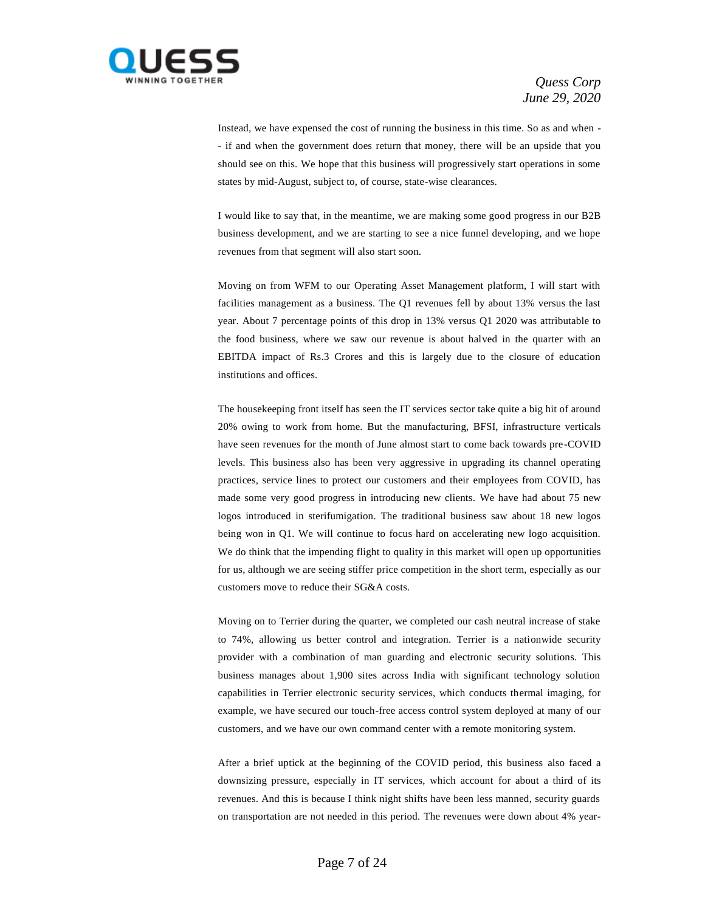Instead, we have expensed the cost of running the business in this time. So as and when -- if and when the government does return that money, there will be an upside that you should see on this. We hope that this business will progressively start operations in some states by mid-August, subject to, of course, state-wise clearances.

I would like to say that, in the meantime, we are making some good progress in our B2B business development, and we are starting to see a nice funnel developing, and we hope revenues from that segment will also start soon.

Moving on from WFM to our Operating Asset Management platform, I will start with facilities management as a business. The Q1 revenues fell by about 13% versus the last year. About 7 percentage points of this drop in 13% versus Q1 2020 was attributable to the food business, where we saw our revenue is about halved in the quarter with an EBITDA impact of Rs.3 Crores and this is largely due to the closure of education institutions and offices.

The housekeeping front itself has seen the IT services sector take quite a big hit of around 20% owing to work from home. But the manufacturing, BFSI, infrastructure verticals have seen revenues for the month of June almost start to come back towards pre-COVID levels. This business also has been very aggressive in upgrading its channel operating practices, service lines to protect our customers and their employees from COVID, has made some very good progress in introducing new clients. We have had about 75 new logos introduced in sterifumigation. The traditional business saw about 18 new logos being won in Q1. We will continue to focus hard on accelerating new logo acquisition. We do think that the impending flight to quality in this market will open up opportunities for us, although we are seeing stiffer price competition in the short term, especially as our customers move to reduce their SG&A costs.

Moving on to Terrier during the quarter, we completed our cash neutral increase of stake to 74%, allowing us better control and integration. Terrier is a nationwide security provider with a combination of man guarding and electronic security solutions. This business manages about 1,900 sites across India with significant technology solution capabilities in Terrier electronic security services, which conducts thermal imaging, for example, we have secured our touch-free access control system deployed at many of our customers, and we have our own command center with a remote monitoring system.

After a brief uptick at the beginning of the COVID period, this business also faced a downsizing pressure, especially in IT services, which account for about a third of its revenues. And this is because I think night shifts have been less manned, security guards on transportation are not needed in this period. The revenues were down about 4% year-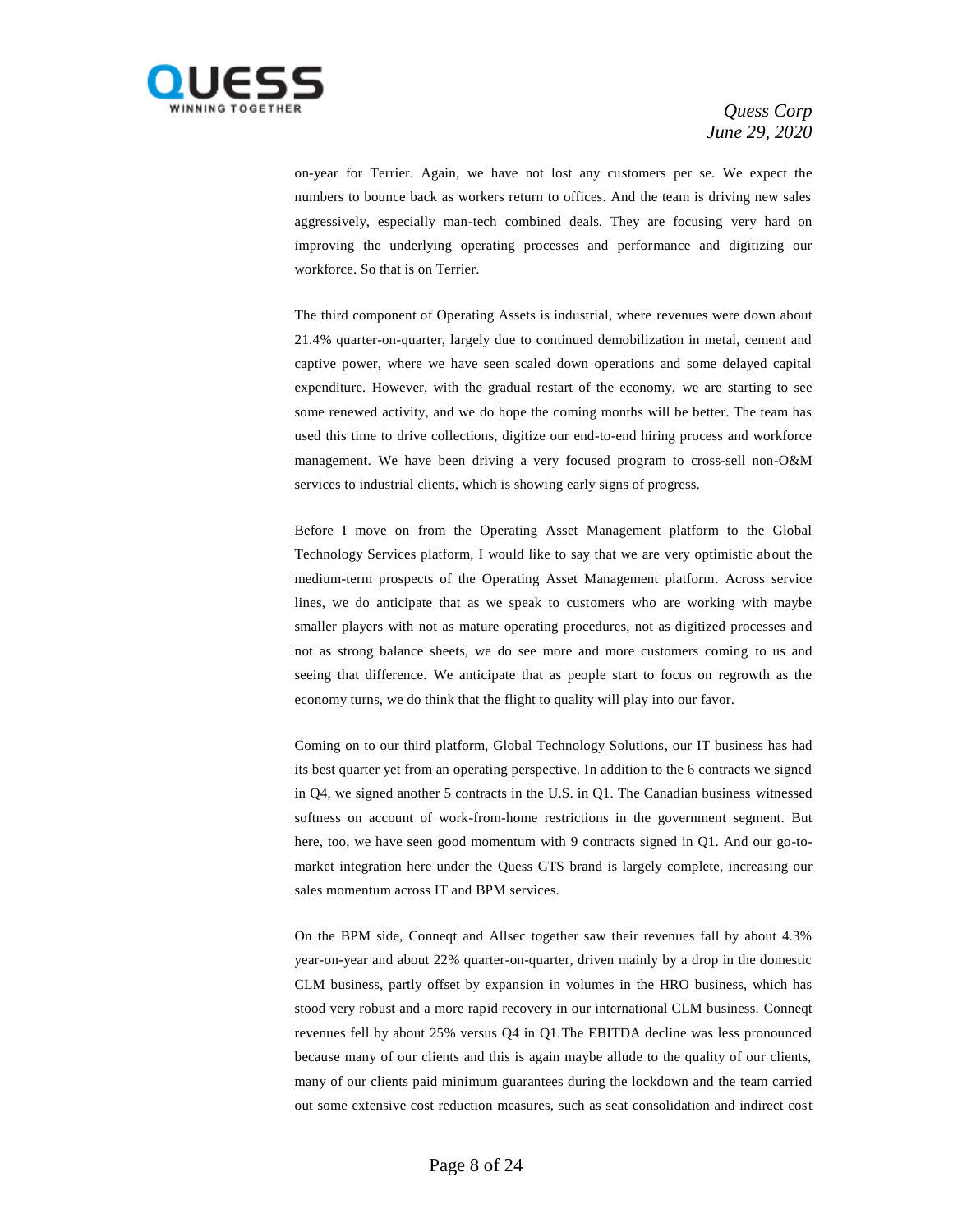on-year for Terrier. Again, we have not lost any customers per se. We expect the numbers to bounce back as workers return to offices. And the team is driving new sales aggressively, especially man-tech combined deals. They are focusing very hard on improving the underlying operating processes and performance and digitizing our workforce. So that is on Terrier.

The third component of Operating Assets is industrial, where revenues were down about 21.4% quarter-on-quarter, largely due to continued demobilization in metal, cement and captive power, where we have seen scaled down operations and some delayed capital expenditure. However, with the gradual restart of the economy, we are starting to see some renewed activity, and we do hope the coming months will be better. The team has used this time to drive collections, digitize our end-to-end hiring process and workforce management. We have been driving a very focused program to cross-sell non-O&M services to industrial clients, which is showing early signs of progress.

Before I move on from the Operating Asset Management platform to the Global Technology Services platform, I would like to say that we are very optimistic about the medium-term prospects of the Operating Asset Management platform. Across service lines, we do anticipate that as we speak to customers who are working with maybe smaller players with not as mature operating procedures, not as digitized processes and not as strong balance sheets, we do see more and more customers coming to us and seeing that difference. We anticipate that as people start to focus on regrowth as the economy turns, we do think that the flight to quality will play into our favor.

Coming on to our third platform, Global Technology Solutions, our IT business has had its best quarter yet from an operating perspective. In addition to the 6 contracts we signed in Q4, we signed another 5 contracts in the U.S. in Q1. The Canadian business witnessed softness on account of work-from-home restrictions in the government segment. But here, too, we have seen good momentum with 9 contracts signed in Q1. And our go-to-market integration here under the Quess GTS brand is largely complete, increasing our sales momentum across IT and BPM services.

On the BPM side, Conneqt and Allsec together saw their revenues fall by about 4.3% year-on-year and about 22% quarter-on-quarter, driven mainly by a drop in the domestic CLM business, partly offset by expansion in volumes in the HRO business, which has stood very robust and a more rapid recovery in our international CLM business. Conneqt revenues fell by about 25% versus Q4 in Q1.The EBITDA decline was less pronounced because many of our clients and this is again maybe allude to the quality of our clients, many of our clients paid minimum guarantees during the lockdown and the team carried out some extensive cost reduction measures, such as seat consolidation and indirect cost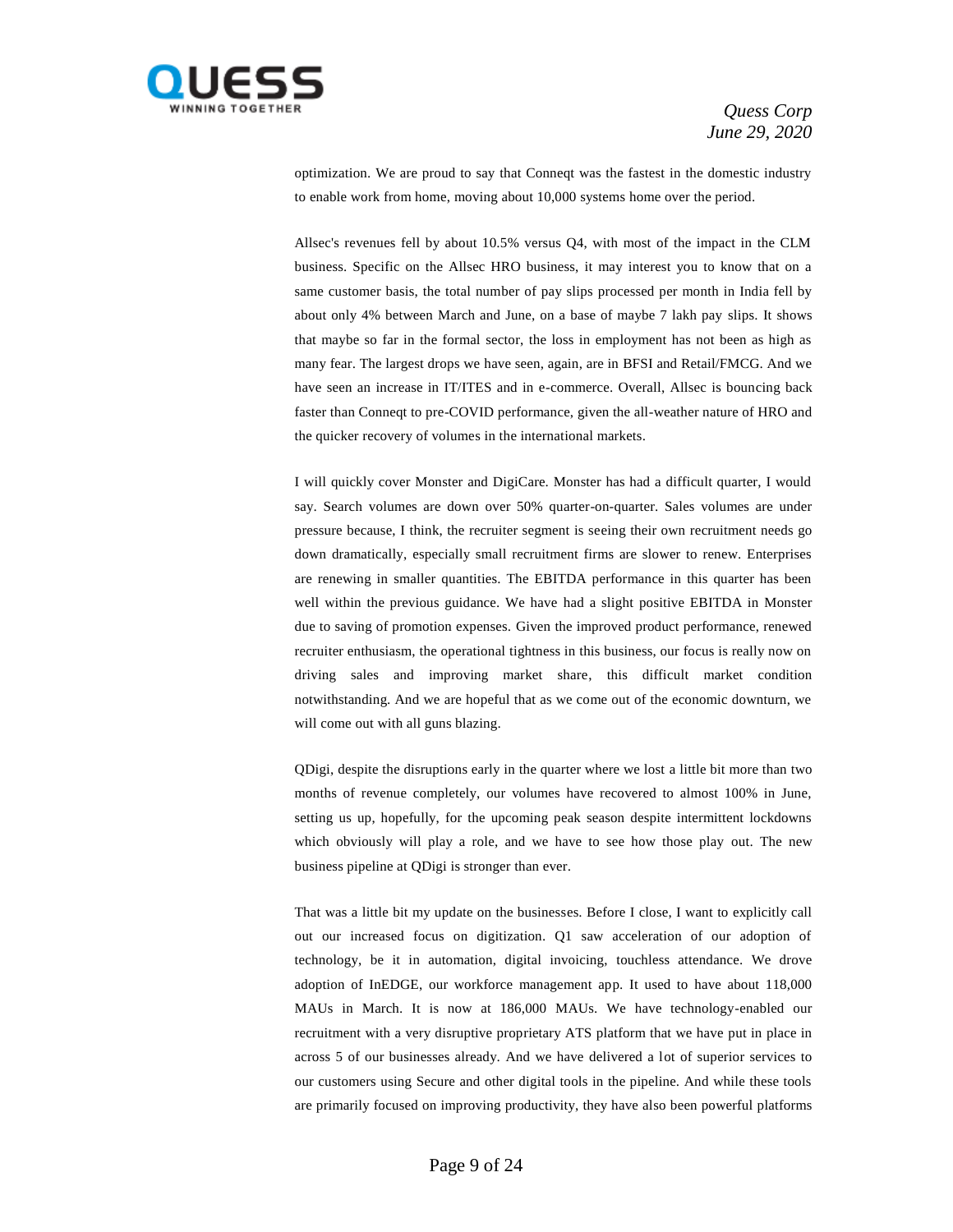optimization. We are proud to say that Conneqt was the fastest in the domestic industry to enable work from home, moving about 10,000 systems home over the period.

Allsec's revenues fell by about 10.5% versus Q4, with most of the impact in the CLM business. Specific on the Allsec HRO business, it may interest you to know that on a same customer basis, the total number of pay slips processed per month in India fell by about only 4% between March and June, on a base of maybe 7 lakh pay slips. It shows that maybe so far in the formal sector, the loss in employment has not been as high as many fear. The largest drops we have seen, again, are in BFSI and Retail/FMCG. And we have seen an increase in IT/ITES and in e-commerce. Overall, Allsec is bouncing back faster than Conneqt to pre-COVID performance, given the all-weather nature of HRO and the quicker recovery of volumes in the international markets.

I will quickly cover Monster and DigiCare. Monster has had a difficult quarter, I would say. Search volumes are down over 50% quarter-on-quarter. Sales volumes are under pressure because, I think, the recruiter segment is seeing their own recruitment needs go down dramatically, especially small recruitment firms are slower to renew. Enterprises are renewing in smaller quantities. The EBITDA performance in this quarter has been well within the previous guidance. We have had a slight positive EBITDA in Monster due to saving of promotion expenses. Given the improved product performance, renewed recruiter enthusiasm, the operational tightness in this business, our focus is really now on driving sales and improving market share, this difficult market condition notwithstanding. And we are hopeful that as we come out of the economic downturn, we will come out with all guns blazing.

QDigi, despite the disruptions early in the quarter where we lost a little bit more than two months of revenue completely, our volumes have recovered to almost 100% in June, setting us up, hopefully, for the upcoming peak season despite intermittent lockdowns which obviously will play a role, and we have to see how those play out. The new business pipeline at QDigi is stronger than ever.

That was a little bit my update on the businesses. Before I close, I want to explicitly call out our increased focus on digitization. Q1 saw acceleration of our adoption of technology, be it in automation, digital invoicing, touchless attendance. We drove adoption of InEDGE, our workforce management app. It used to have about 118,000 MAUs in March. It is now at 186,000 MAUs. We have technology-enabled our recruitment with a very disruptive proprietary ATS platform that we have put in place in across 5 of our businesses already. And we have delivered a lot of superior services to our customers using Secure and other digital tools in the pipeline. And while these tools are primarily focused on improving productivity, they have also been powerful platforms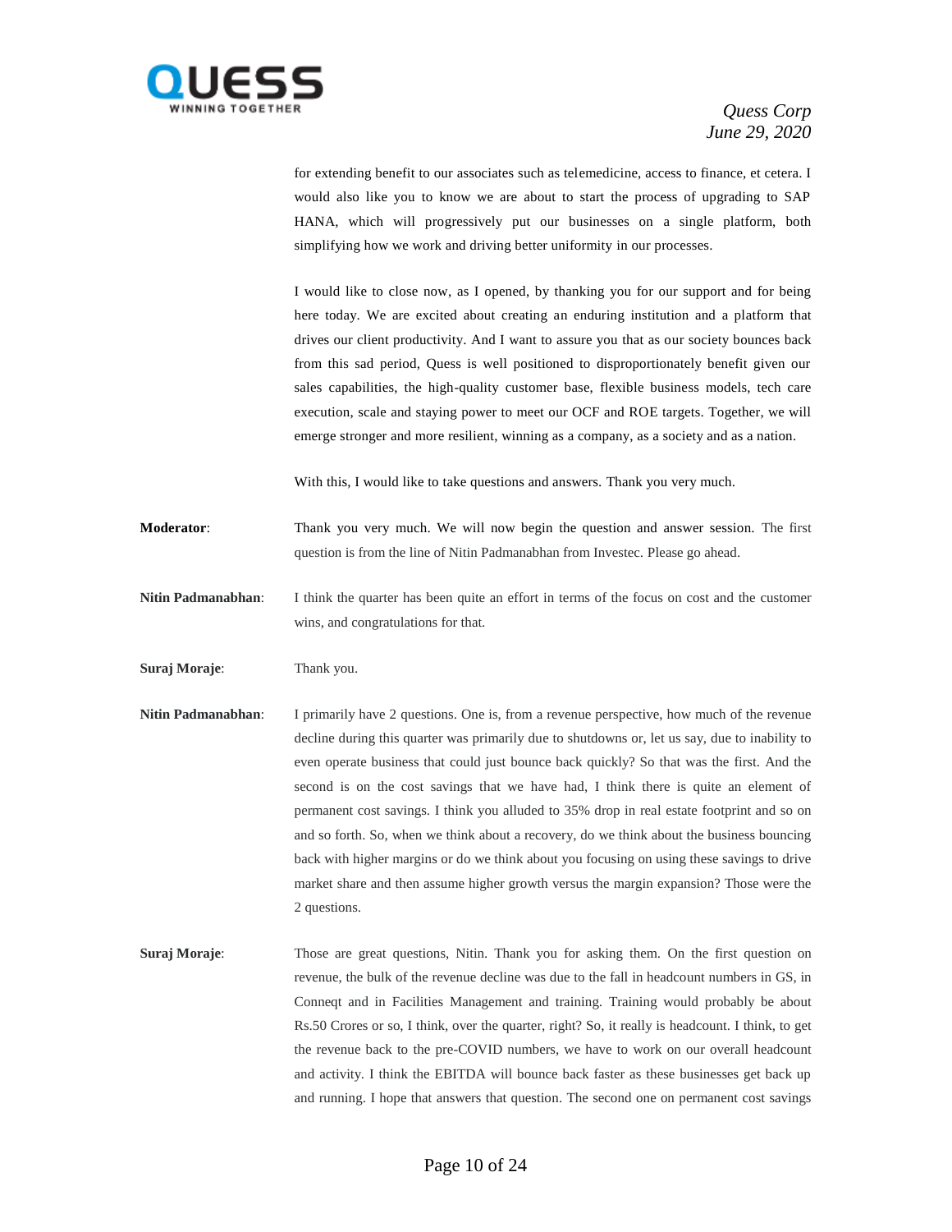for extending benefit to our associates such as telemedicine, access to finance, et cetera. I would also like you to know we are about to start the process of upgrading to SAP HANA, which will progressively put our businesses on a single platform, both simplifying how we work and driving better uniformity in our processes.

I would like to close now, as I opened, by thanking you for our support and for being here today. We are excited about creating an enduring institution and a platform that drives our client productivity. And I want to assure you that as our society bounces back from this sad period, Quess is well positioned to disproportionately benefit given our sales capabilities, the high-quality customer base, flexible business models, tech care execution, scale and staying power to meet our OCF and ROE targets. Together, we will emerge stronger and more resilient, winning as a company, as a society and as a nation.

With this, I would like to take questions and answers. Thank you very much.

**Moderator**: Thank you very much. We will now begin the question and answer session. The first question is from the line of Nitin Padmanabhan from Investec. Please go ahead.

**Nitin Padmanabhan**: I think the quarter has been quite an effort in terms of the focus on cost and the customer wins, and congratulations for that.

**Suraj Moraje**: Thank you.

**Nitin Padmanabhan**: I primarily have 2 questions. One is, from a revenue perspective, how much of the revenue decline during this quarter was primarily due to shutdowns or, let us say, due to inability to even operate business that could just bounce back quickly? So that was the first. And the second is on the cost savings that we have had, I think there is quite an element of permanent cost savings. I think you alluded to 35% drop in real estate footprint and so on and so forth. So, when we think about a recovery, do we think about the business bouncing back with higher margins or do we think about you focusing on using these savings to drive market share and then assume higher growth versus the margin expansion? Those were the 2 questions.

**Suraj Moraje**: Those are great questions, Nitin. Thank you for asking them. On the first question on revenue, the bulk of the revenue decline was due to the fall in headcount numbers in GS, in Conneqt and in Facilities Management and training. Training would probably be about Rs.50 Crores or so, I think, over the quarter, right? So, it really is headcount. I think, to get the revenue back to the pre-COVID numbers, we have to work on our overall headcount and activity. I think the EBITDA will bounce back faster as these businesses get back up and running. I hope that answers that question. The second one on permanent cost savings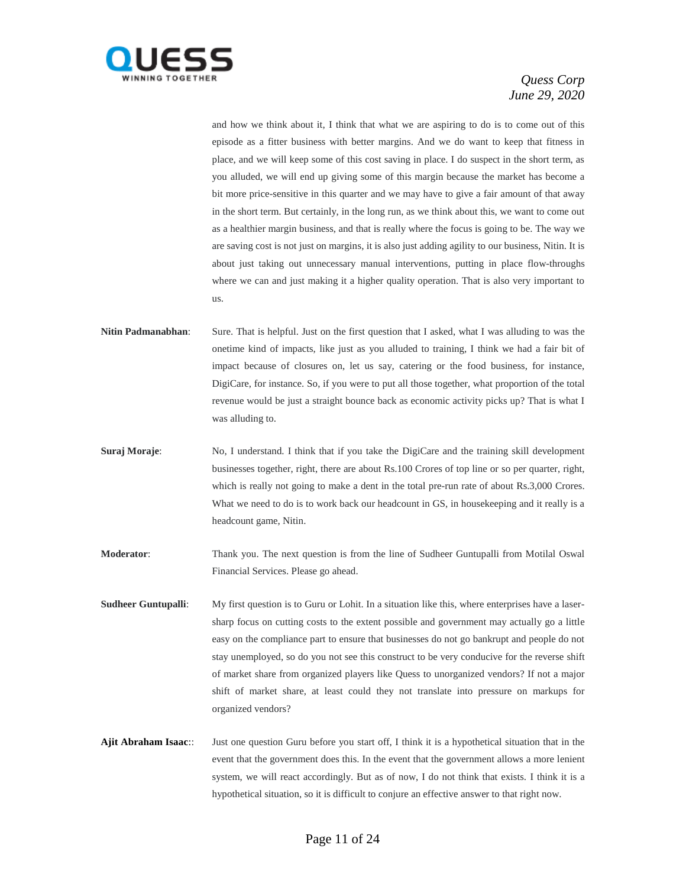and how we think about it, I think that what we are aspiring to do is to come out of this episode as a fitter business with better margins. And we do want to keep that fitness in place, and we will keep some of this cost saving in place. I do suspect in the short term, as you alluded, we will end up giving some of this margin because the market has become a bit more price-sensitive in this quarter and we may have to give a fair amount of that away in the short term. But certainly, in the long run, as we think about this, we want to come out as a healthier margin business, and that is really where the focus is going to be. The way we are saving cost is not just on margins, it is also just adding agility to our business, Nitin. It is about just taking out unnecessary manual interventions, putting in place flow-throughs where we can and just making it a higher quality operation. That is also very important to us.

**Nitin Padmanabhan**: Sure. That is helpful. Just on the first question that I asked, what I was alluding to was the onetime kind of impacts, like just as you alluded to training, I think we had a fair bit of impact because of closures on, let us say, catering or the food business, for instance, DigiCare, for instance. So, if you were to put all those together, what proportion of the total revenue would be just a straight bounce back as economic activity picks up? That is what I was alluding to.

**Suraj Moraje**: No, I understand. I think that if you take the DigiCare and the training skill development businesses together, right, there are about Rs.100 Crores of top line or so per quarter, right, which is really not going to make a dent in the total pre-run rate of about Rs.3,000 Crores. What we need to do is to work back our headcount in GS, in housekeeping and it really is a headcount game, Nitin.

**Moderator**: Thank you. The next question is from the line of Sudheer Guntupalli from Motilal Oswal Financial Services. Please go ahead.

**Sudheer Guntupalli**: My first question is to Guru or Lohit. In a situation like this, where enterprises have a laser-sharp focus on cutting costs to the extent possible and government may actually go a little easy on the compliance part to ensure that businesses do not go bankrupt and people do not stay unemployed, so do you not see this construct to be very conducive for the reverse shift of market share from organized players like Quess to unorganized vendors? If not a major shift of market share, at least could they not translate into pressure on markups for organized vendors?

**Ajit Abraham Isaac**:: Just one question Guru before you start off, I think it is a hypothetical situation that in the event that the government does this. In the event that the government allows a more lenient system, we will react accordingly. But as of now, I do not think that exists. I think it is a hypothetical situation, so it is difficult to conjure an effective answer to that right now.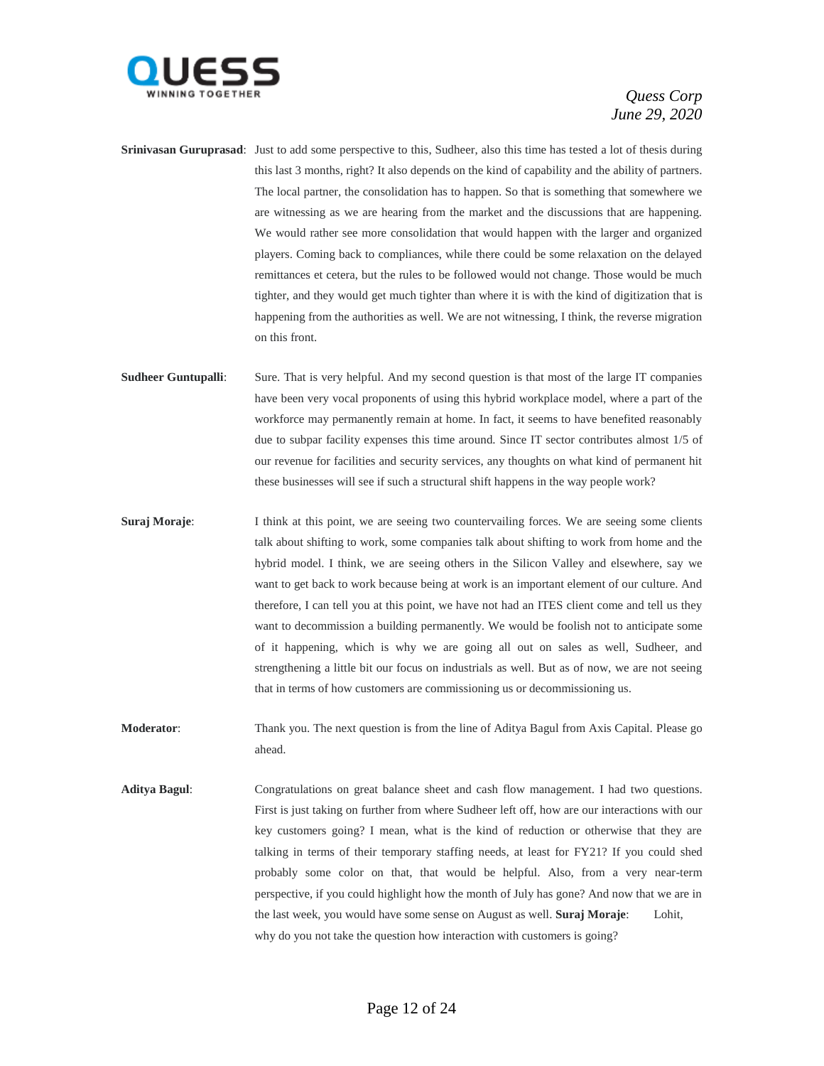**Srinivasan Guruprasad**: Just to add some perspective to this, Sudheer, also this time has tested a lot of thesis during this last 3 months, right? It also depends on the kind of capability and the ability of partners. The local partner, the consolidation has to happen. So that is something that somewhere we are witnessing as we are hearing from the market and the discussions that are happening. We would rather see more consolidation that would happen with the larger and organized players. Coming back to compliances, while there could be some relaxation on the delayed remittances et cetera, but the rules to be followed would not change. Those would be much tighter, and they would get much tighter than where it is with the kind of digitization that is happening from the authorities as well. We are not witnessing, I think, the reverse migration on this front.

**Sudheer Guntupalli**: Sure. That is very helpful. And my second question is that most of the large IT companies have been very vocal proponents of using this hybrid workplace model, where a part of the workforce may permanently remain at home. In fact, it seems to have benefited reasonably due to subpar facility expenses this time around. Since IT sector contributes almost 1/5 of our revenue for facilities and security services, any thoughts on what kind of permanent hit these businesses will see if such a structural shift happens in the way people work?

**Suraj Moraje**: I think at this point, we are seeing two countervailing forces. We are seeing some clients talk about shifting to work, some companies talk about shifting to work from home and the hybrid model. I think, we are seeing others in the Silicon Valley and elsewhere, say we want to get back to work because being at work is an important element of our culture. And therefore, I can tell you at this point, we have not had an ITES client come and tell us they want to decommission a building permanently. We would be foolish not to anticipate some of it happening, which is why we are going all out on sales as well, Sudheer, and strengthening a little bit our focus on industrials as well. But as of now, we are not seeing that in terms of how customers are commissioning us or decommissioning us.

**Moderator**: Thank you. The next question is from the line of Aditya Bagul from Axis Capital. Please go ahead.

**Aditya Bagul**: Congratulations on great balance sheet and cash flow management. I had two questions. First is just taking on further from where Sudheer left off, how are our interactions with our key customers going? I mean, what is the kind of reduction or otherwise that they are talking in terms of their temporary staffing needs, at least for FY21? If you could shed probably some color on that, that would be helpful. Also, from a very near-term perspective, if you could highlight how the month of July has gone? And now that we are in the last week, you would have some sense on August as well.

**Suraj Moraje**: Lohit, why do you not take the question how interaction with customers is going?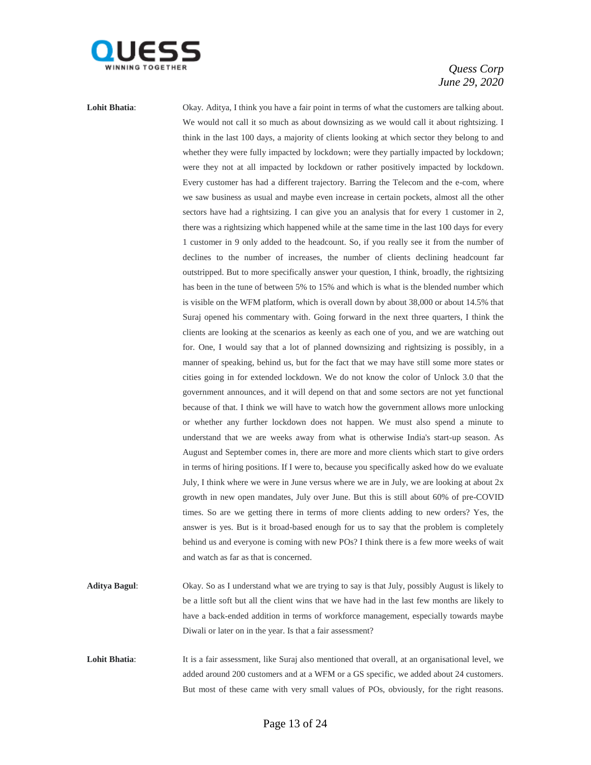**Lohit Bhatia**: Okay. Aditya, I think you have a fair point in terms of what the customers are talking about. We would not call it so much as about downsizing as we would call it about rightsizing. I think in the last 100 days, a majority of clients looking at which sector they belong to and whether they were fully impacted by lockdown; were they partially impacted by lockdown; were they not at all impacted by lockdown or rather positively impacted by lockdown. Every customer has had a different trajectory. Barring the Telecom and the e-com, where we saw business as usual and maybe even increase in certain pockets, almost all the other sectors have had a rightsizing. I can give you an analysis that for every 1 customer in 2, there was a rightsizing which happened while at the same time in the last 100 days for every 1 customer in 9 only added to the headcount. So, if you really see it from the number of declines to the number of increases, the number of clients declining headcount far outstripped. But to more specifically answer your question, I think, broadly, the rightsizing has been in the tune of between 5% to 15% and which is what is the blended number which is visible on the WFM platform, which is overall down by about 38,000 or about 14.5% that Suraj opened his commentary with. Going forward in the next three quarters, I think the clients are looking at the scenarios as keenly as each one of you, and we are watching out for. One, I would say that a lot of planned downsizing and rightsizing is possibly, in a manner of speaking, behind us, but for the fact that we may have still some more states or cities going in for extended lockdown. We do not know the color of Unlock 3.0 that the government announces, and it will depend on that and some sectors are not yet functional because of that. I think we will have to watch how the government allows more unlocking or whether any further lockdown does not happen. We must also spend a minute to understand that we are weeks away from what is otherwise India's start-up season. As August and September comes in, there are more and more clients which start to give orders in terms of hiring positions. If I were to, because you specifically asked how do we evaluate July, I think where we were in June versus where we are in July, we are looking at about 2x growth in new open mandates, July over June. But this is still about 60% of pre-COVID times. So are we getting there in terms of more clients adding to new orders? Yes, the answer is yes. But is it broad-based enough for us to say that the problem is completely behind us and everyone is coming with new POs? I think there is a few more weeks of wait and watch as far as that is concerned.

**Aditya Bagul**: Okay. So as I understand what we are trying to say is that July, possibly August is likely to be a little soft but all the client wins that we have had in the last few months are likely to have a back-ended addition in terms of workforce management, especially towards maybe Diwali or later on in the year. Is that a fair assessment?

**Lohit Bhatia**: It is a fair assessment, like Suraj also mentioned that overall, at an organisational level, we added around 200 customers and at a WFM or a GS specific, we added about 24 customers. But most of these came with very small values of POs, obviously, for the right reasons.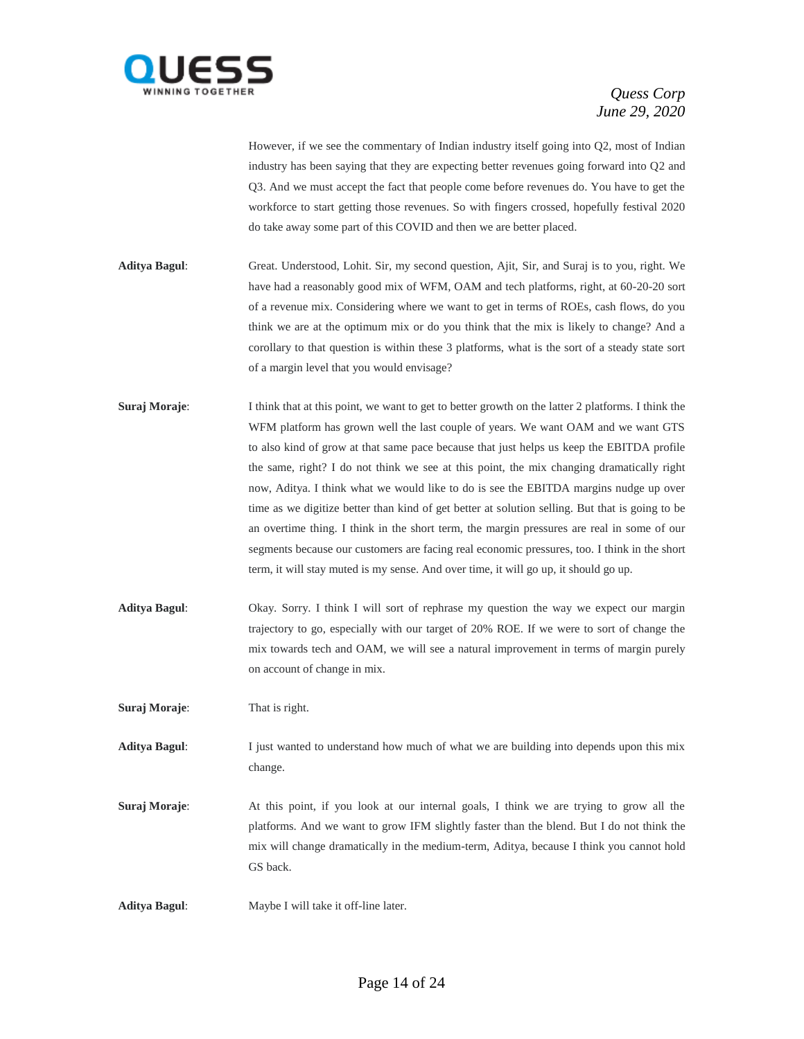However, if we see the commentary of Indian industry itself going into Q2, most of Indian industry has been saying that they are expecting better revenues going forward into Q2 and Q3. And we must accept the fact that people come before revenues do. You have to get the workforce to start getting those revenues. So with fingers crossed, hopefully festival 2020 do take away some part of this COVID and then we are better placed.

**Aditya Bagul**: Great. Understood, Lohit. Sir, my second question, Ajit, Sir, and Suraj is to you, right. We have had a reasonably good mix of WFM, OAM and tech platforms, right, at 60-20-20 sort of a revenue mix. Considering where we want to get in terms of ROEs, cash flows, do you think we are at the optimum mix or do you think that the mix is likely to change? And a corollary to that question is within these 3 platforms, what is the sort of a steady state sort of a margin level that you would envisage?

**Suraj Moraje**: I think that at this point, we want to get to better growth on the latter 2 platforms. I think the WFM platform has grown well the last couple of years. We want OAM and we want GTS to also kind of grow at that same pace because that just helps us keep the EBITDA profile the same, right? I do not think we see at this point, the mix changing dramatically right now, Aditya. I think what we would like to do is see the EBITDA margins nudge up over time as we digitize better than kind of get better at solution selling. But that is going to be an overtime thing. I think in the short term, the margin pressures are real in some of our segments because our customers are facing real economic pressures, too. I think in the short term, it will stay muted is my sense. And over time, it will go up, it should go up.

**Aditya Bagul**: Okay. Sorry. I think I will sort of rephrase my question the way we expect our margin trajectory to go, especially with our target of 20% ROE. If we were to sort of change the mix towards tech and OAM, we will see a natural improvement in terms of margin purely on account of change in mix.

**Suraj Moraje**: That is right.

**Aditya Bagul**: I just wanted to understand how much of what we are building into depends upon this mix change.

**Suraj Moraje**: At this point, if you look at our internal goals, I think we are trying to grow all the platforms. And we want to grow IFM slightly faster than the blend. But I do not think the mix will change dramatically in the medium-term, Aditya, because I think you cannot hold GS back.

**Aditya Bagul**: Maybe I will take it off-line later.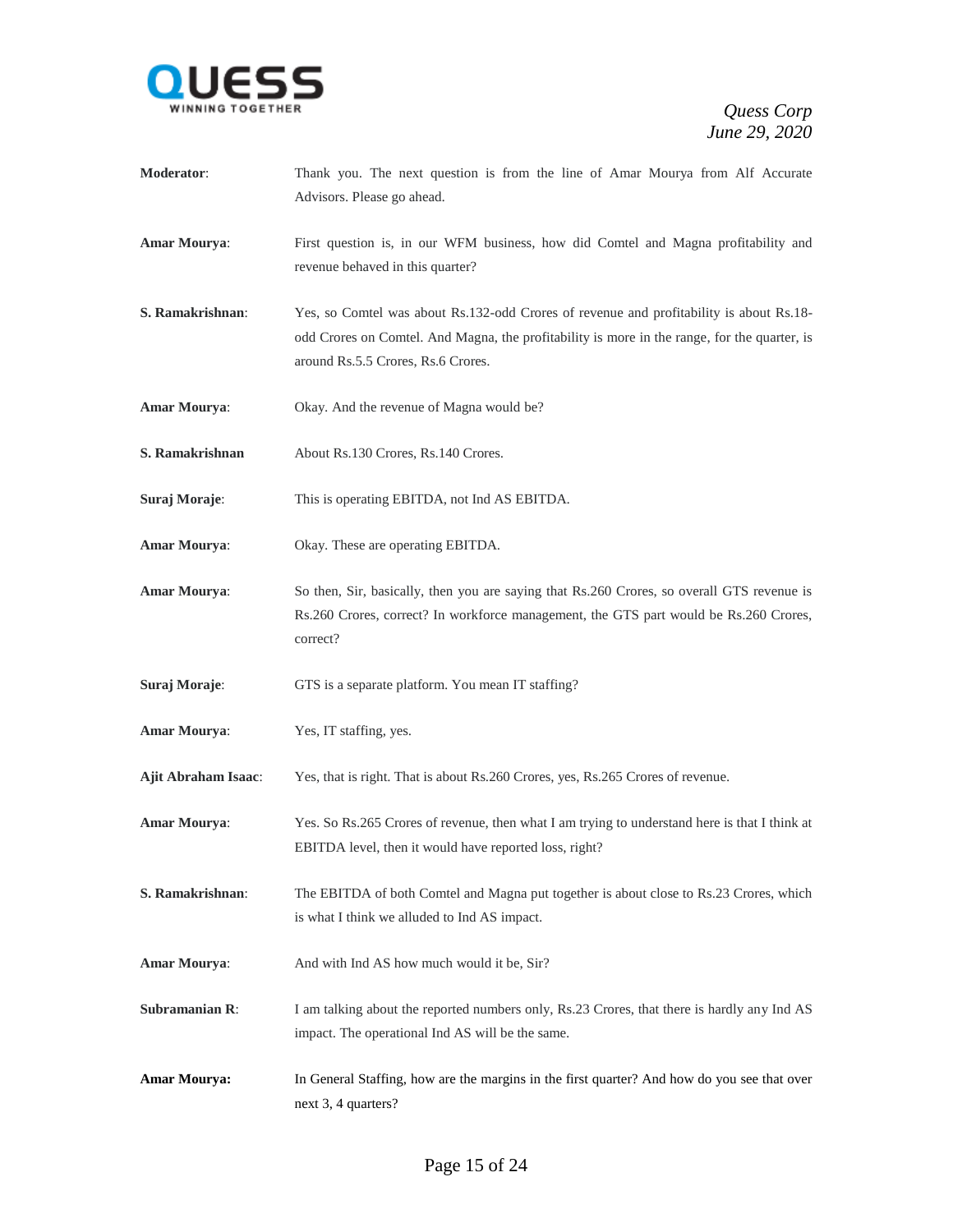**Moderator**: Thank you. The next question is from the line of Amar Mourya from Alf Accurate Advisors. Please go ahead.

**Amar Mourya**: First question is, in our WFM business, how did Comtel and Magna profitability and revenue behaved in this quarter?

**S. Ramakrishnan**: Yes, so Comtel was about Rs.132-odd Crores of revenue and profitability is about Rs.18-odd Crores on Comtel. And Magna, the profitability is more in the range, for the quarter, is around Rs.5.5 Crores, Rs.6 Crores.

**Amar Mourya**: Okay. And the revenue of Magna would be?

**S. Ramakrishnan** About Rs.130 Crores, Rs.140 Crores.

**Suraj Moraje**: This is operating EBITDA, not Ind AS EBITDA.

**Amar Mourya**: Okay. These are operating EBITDA.

**Amar Mourya**: So then, Sir, basically, then you are saying that Rs.260 Crores, so overall GTS revenue is Rs.260 Crores, correct? In workforce management, the GTS part would be Rs.260 Crores, correct?

**Suraj Moraje**: GTS is a separate platform. You mean IT staffing?

**Amar Mourya**: Yes, IT staffing, yes.

**Ajit Abraham Isaac**: Yes, that is right. That is about Rs.260 Crores, yes, Rs.265 Crores of revenue.

**Amar Mourya**: Yes. So Rs.265 Crores of revenue, then what I am trying to understand here is that I think at EBITDA level, then it would have reported loss, right?

**S. Ramakrishnan**: The EBITDA of both Comtel and Magna put together is about close to Rs.23 Crores, which is what I think we alluded to Ind AS impact.

**Amar Mourya**: And with Ind AS how much would it be, Sir?

**Subramanian R**: I am talking about the reported numbers only, Rs.23 Crores, that there is hardly any Ind AS impact. The operational Ind AS will be the same.

**Amar Mourya:** In General Staffing, how are the margins in the first quarter? And how do you see that over next 3, 4 quarters?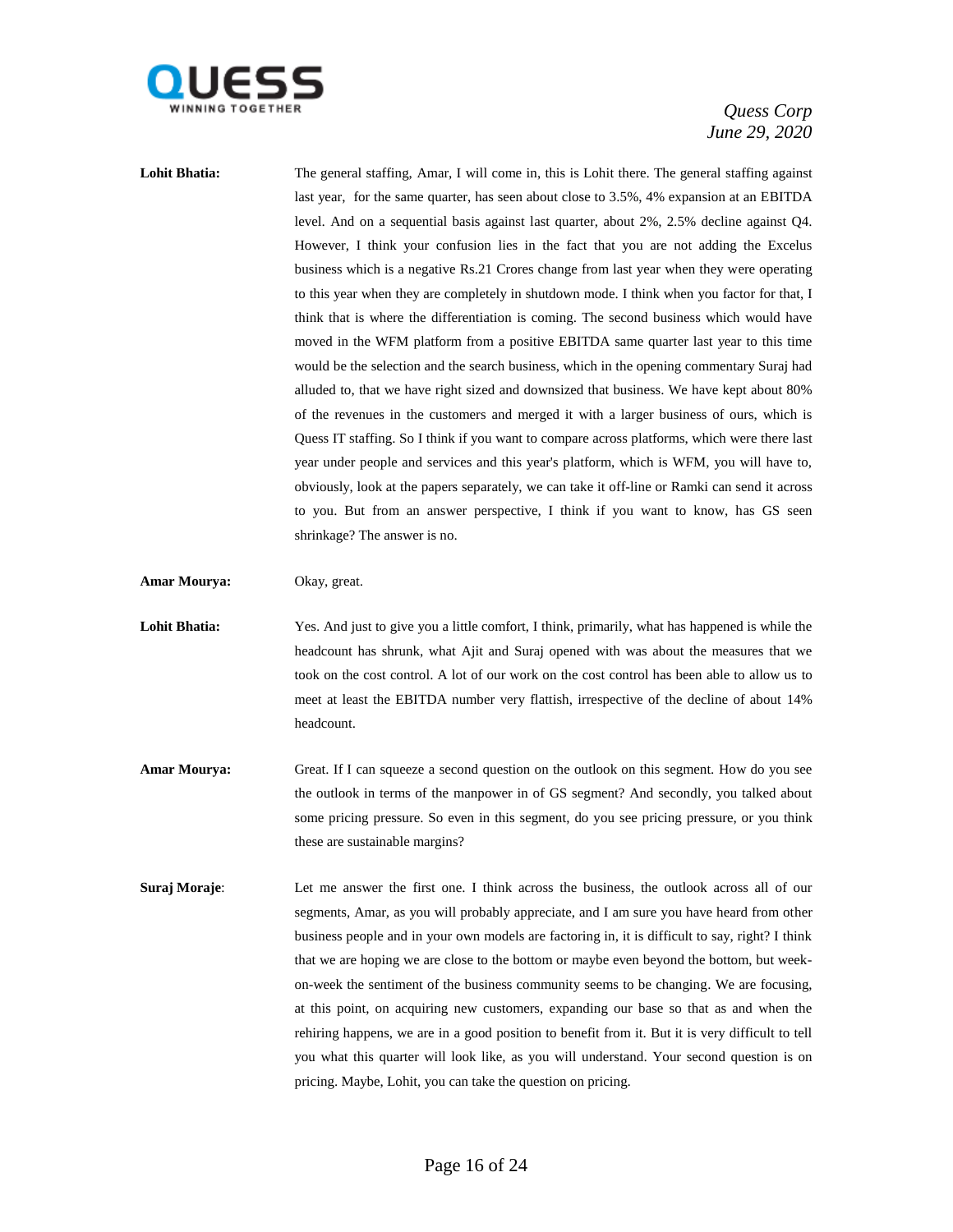**Lohit Bhatia:** The general staffing, Amar, I will come in, this is Lohit there. The general staffing against last year, for the same quarter, has seen about close to 3.5%, 4% expansion at an EBITDA level. And on a sequential basis against last quarter, about 2%, 2.5% decline against Q4. However, I think your confusion lies in the fact that you are not adding the Excelus business which is a negative Rs.21 Crores change from last year when they were operating to this year when they are completely in shutdown mode. I think when you factor for that, I think that is where the differentiation is coming. The second business which would have moved in the WFM platform from a positive EBITDA same quarter last year to this time would be the selection and the search business, which in the opening commentary Suraj had alluded to, that we have right sized and downsized that business. We have kept about 80% of the revenues in the customers and merged it with a larger business of ours, which is Quess IT staffing. So I think if you want to compare across platforms, which were there last year under people and services and this year's platform, which is WFM, you will have to, obviously, look at the papers separately, we can take it off-line or Ramki can send it across to you. But from an answer perspective, I think if you want to know, has GS seen shrinkage? The answer is no.

**Amar Mourya:** Okay, great.

**Lohit Bhatia:** Yes. And just to give you a little comfort, I think, primarily, what has happened is while the headcount has shrunk, what Ajit and Suraj opened with was about the measures that we took on the cost control. A lot of our work on the cost control has been able to allow us to meet at least the EBITDA number very flattish, irrespective of the decline of about 14% headcount.

**Amar Mourya:** Great. If I can squeeze a second question on the outlook on this segment. How do you see the outlook in terms of the manpower in of GS segment? And secondly, you talked about some pricing pressure. So even in this segment, do you see pricing pressure, or you think these are sustainable margins?

**Suraj Moraje**: Let me answer the first one. I think across the business, the outlook across all of our segments, Amar, as you will probably appreciate, and I am sure you have heard from other business people and in your own models are factoring in, it is difficult to say, right? I think that we are hoping we are close to the bottom or maybe even beyond the bottom, but week-on-week the sentiment of the business community seems to be changing. We are focusing, at this point, on acquiring new customers, expanding our base so that as and when the rehiring happens, we are in a good position to benefit from it. But it is very difficult to tell you what this quarter will look like, as you will understand. Your second question is on pricing. Maybe, Lohit, you can take the question on pricing.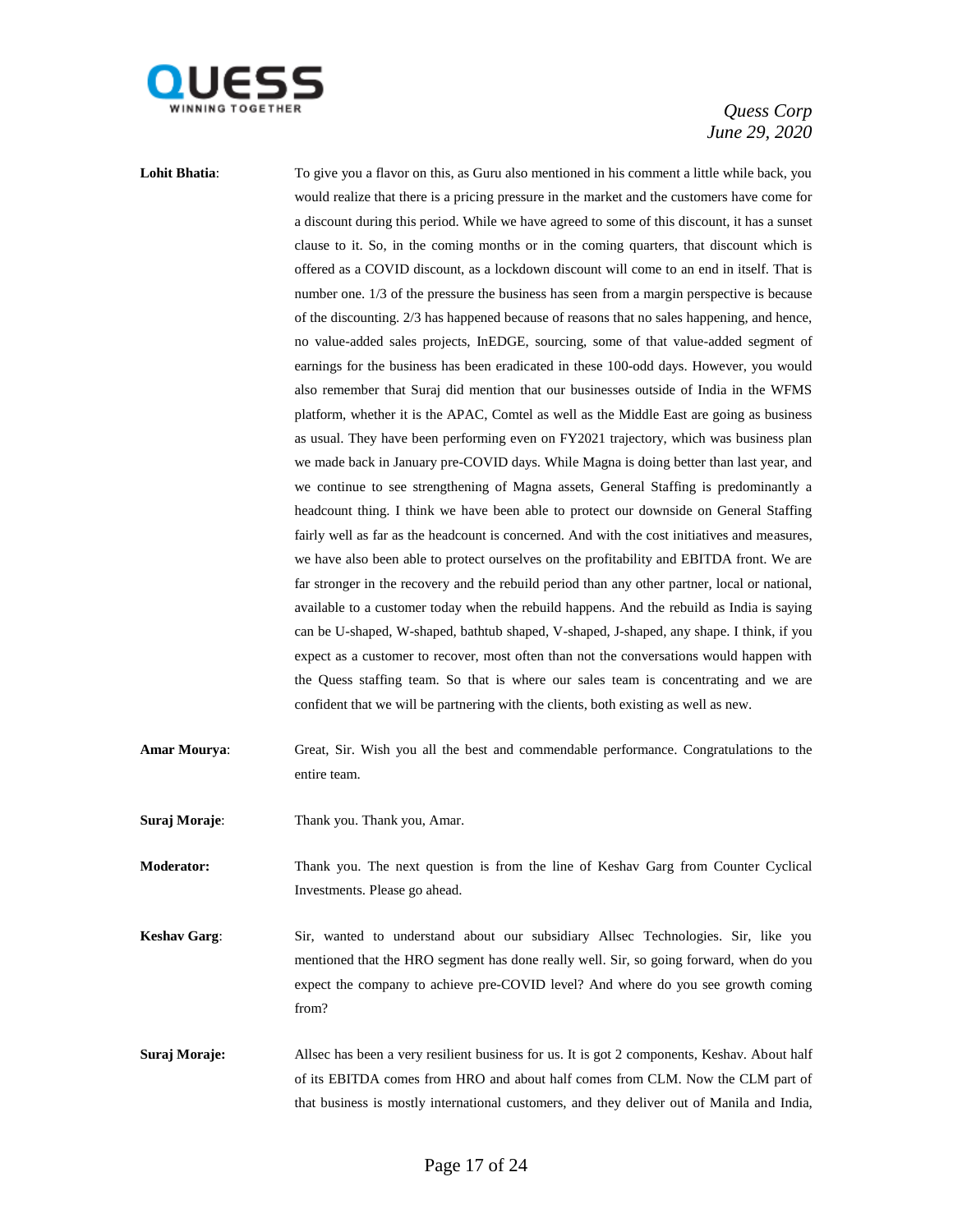**Lohit Bhatia**: To give you a flavor on this, as Guru also mentioned in his comment a little while back, you would realize that there is a pricing pressure in the market and the customers have come for a discount during this period. While we have agreed to some of this discount, it has a sunset clause to it. So, in the coming months or in the coming quarters, that discount which is offered as a COVID discount, as a lockdown discount will come to an end in itself. That is number one. 1/3 of the pressure the business has seen from a margin perspective is because of the discounting. 2/3 has happened because of reasons that no sales happening, and hence, no value-added sales projects, InEDGE, sourcing, some of that value-added segment of earnings for the business has been eradicated in these 100-odd days. However, you would also remember that Suraj did mention that our businesses outside of India in the WFMS platform, whether it is the APAC, Comtel as well as the Middle East are going as business as usual. They have been performing even on FY2021 trajectory, which was business plan we made back in January pre-COVID days. While Magna is doing better than last year, and we continue to see strengthening of Magna assets, General Staffing is predominantly a headcount thing. I think we have been able to protect our downside on General Staffing fairly well as far as the headcount is concerned. And with the cost initiatives and measures, we have also been able to protect ourselves on the profitability and EBITDA front. We are far stronger in the recovery and the rebuild period than any other partner, local or national, available to a customer today when the rebuild happens. And the rebuild as India is saying can be U-shaped, W-shaped, bathtub shaped, V-shaped, J-shaped, any shape. I think, if you expect as a customer to recover, most often than not the conversations would happen with the Quess staffing team. So that is where our sales team is concentrating and we are confident that we will be partnering with the clients, both existing as well as new.

**Amar Mourya**: Great, Sir. Wish you all the best and commendable performance. Congratulations to the entire team.

**Suraj Moraje**: Thank you. Thank you, Amar.

**Moderator:** Thank you. The next question is from the line of Keshav Garg from Counter Cyclical Investments. Please go ahead.

**Keshav Garg**: Sir, wanted to understand about our subsidiary Allsec Technologies. Sir, like you mentioned that the HRO segment has done really well. Sir, so going forward, when do you expect the company to achieve pre-COVID level? And where do you see growth coming from?

**Suraj Moraje:** Allsec has been a very resilient business for us. It is got 2 components, Keshav. About half of its EBITDA comes from HRO and about half comes from CLM. Now the CLM part of that business is mostly international customers, and they deliver out of Manila and India,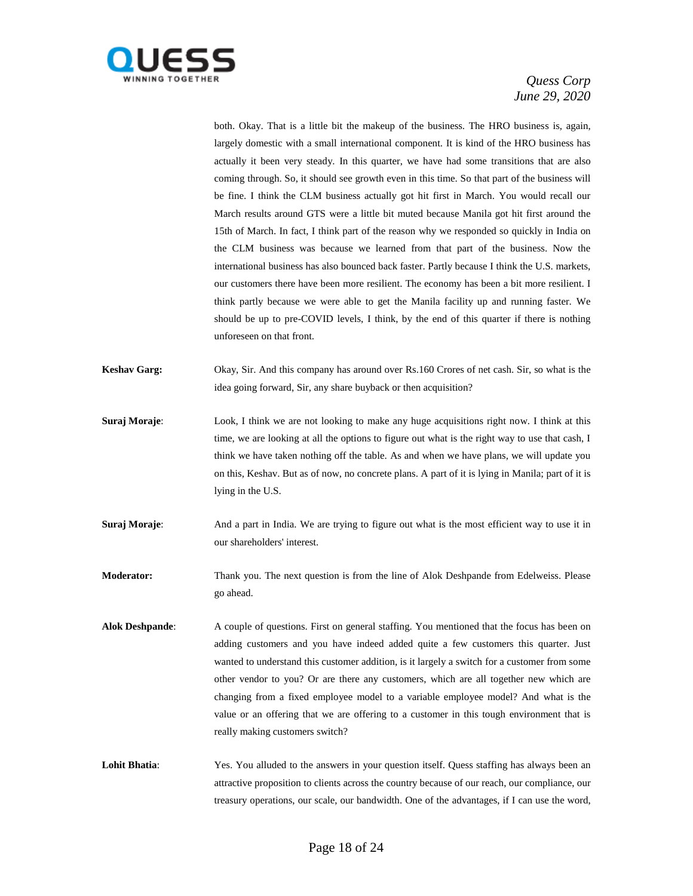both. Okay. That is a little bit the makeup of the business. The HRO business is, again, largely domestic with a small international component. It is kind of the HRO business has actually it been very steady. In this quarter, we have had some transitions that are also coming through. So, it should see growth even in this time. So that part of the business will be fine. I think the CLM business actually got hit first in March. You would recall our March results around GTS were a little bit muted because Manila got hit first around the 15th of March. In fact, I think part of the reason why we responded so quickly in India on the CLM business was because we learned from that part of the business. Now the international business has also bounced back faster. Partly because I think the U.S. markets, our customers there have been more resilient. The economy has been a bit more resilient. I think partly because we were able to get the Manila facility up and running faster. We should be up to pre-COVID levels, I think, by the end of this quarter if there is nothing unforeseen on that front.

**Keshav Garg:** Okay, Sir. And this company has around over Rs.160 Crores of net cash. Sir, so what is the idea going forward, Sir, any share buyback or then acquisition?

**Suraj Moraje**: Look, I think we are not looking to make any huge acquisitions right now. I think at this time, we are looking at all the options to figure out what is the right way to use that cash, I think we have taken nothing off the table. As and when we have plans, we will update you on this, Keshav. But as of now, no concrete plans. A part of it is lying in Manila; part of it is lying in the U.S.

**Suraj Moraje**: And a part in India. We are trying to figure out what is the most efficient way to use it in our shareholders' interest.

**Moderator:** Thank you. The next question is from the line of Alok Deshpande from Edelweiss. Please go ahead.

**Alok Deshpande**: A couple of questions. First on general staffing. You mentioned that the focus has been on adding customers and you have indeed added quite a few customers this quarter. Just wanted to understand this customer addition, is it largely a switch for a customer from some other vendor to you? Or are there any customers, which are all together new which are changing from a fixed employee model to a variable employee model? And what is the value or an offering that we are offering to a customer in this tough environment that is really making customers switch?

**Lohit Bhatia**: Yes. You alluded to the answers in your question itself. Quess staffing has always been an attractive proposition to clients across the country because of our reach, our compliance, our treasury operations, our scale, our bandwidth. One of the advantages, if I can use the word,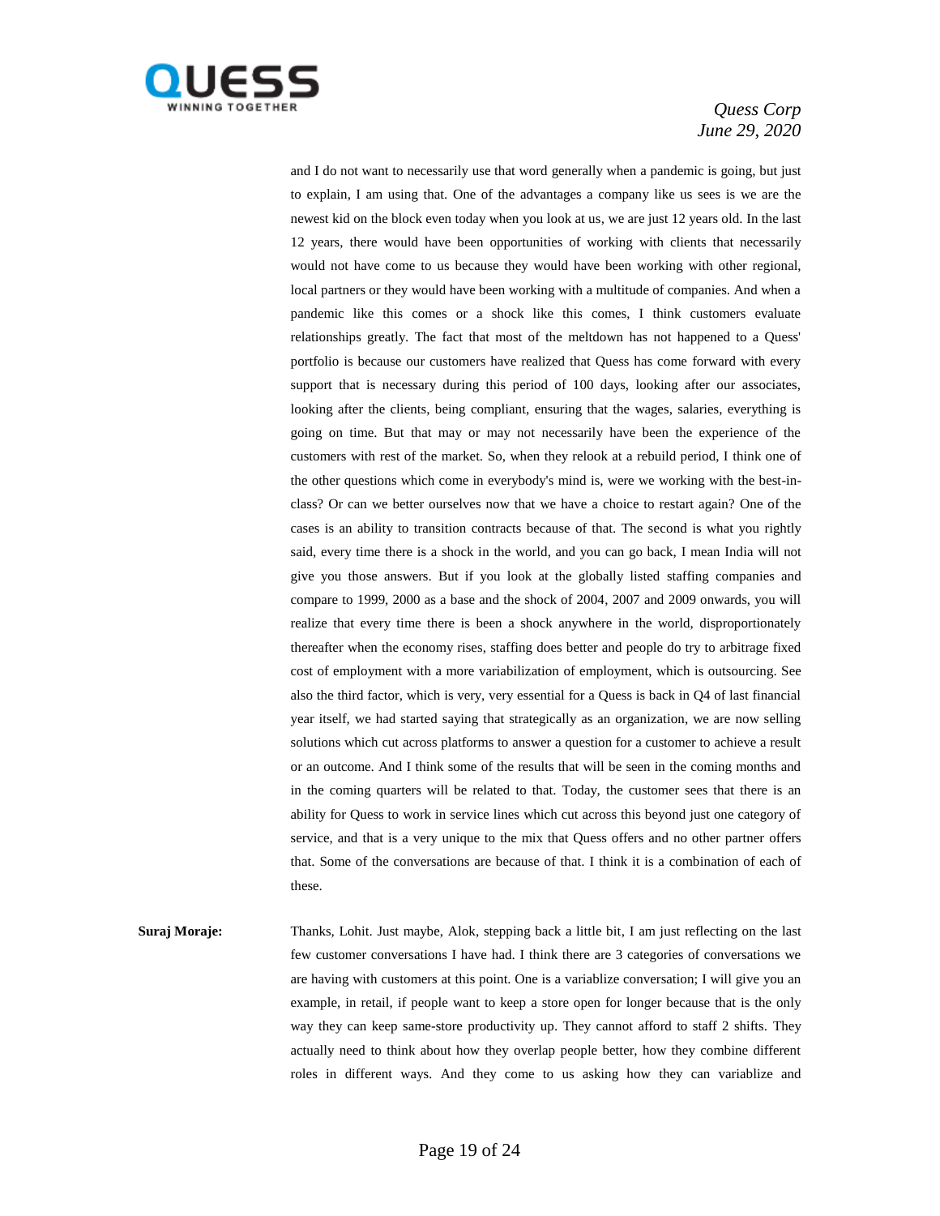and I do not want to necessarily use that word generally when a pandemic is going, but just to explain, I am using that. One of the advantages a company like us sees is we are the newest kid on the block even today when you look at us, we are just 12 years old. In the last 12 years, there would have been opportunities of working with clients that necessarily would not have come to us because they would have been working with other regional, local partners or they would have been working with a multitude of companies. And when a pandemic like this comes or a shock like this comes, I think customers evaluate relationships greatly. The fact that most of the meltdown has not happened to a Quess' portfolio is because our customers have realized that Quess has come forward with every support that is necessary during this period of 100 days, looking after our associates, looking after the clients, being compliant, ensuring that the wages, salaries, everything is going on time. But that may or may not necessarily have been the experience of the customers with rest of the market. So, when they relook at a rebuild period, I think one of the other questions which come in everybody's mind is, were we working with the best-in-class? Or can we better ourselves now that we have a choice to restart again? One of the cases is an ability to transition contracts because of that. The second is what you rightly said, every time there is a shock in the world, and you can go back, I mean India will not give you those answers. But if you look at the globally listed staffing companies and compare to 1999, 2000 as a base and the shock of 2004, 2007 and 2009 onwards, you will realize that every time there is been a shock anywhere in the world, disproportionately thereafter when the economy rises, staffing does better and people do try to arbitrage fixed cost of employment with a more variabilization of employment, which is outsourcing. See also the third factor, which is very, very essential for a Quess is back in Q4 of last financial year itself, we had started saying that strategically as an organization, we are now selling solutions which cut across platforms to answer a question for a customer to achieve a result or an outcome. And I think some of the results that will be seen in the coming months and in the coming quarters will be related to that. Today, the customer sees that there is an ability for Quess to work in service lines which cut across this beyond just one category of service, and that is a very unique to the mix that Quess offers and no other partner offers that. Some of the conversations are because of that. I think it is a combination of each of these.

**Suraj Moraje:** Thanks, Lohit. Just maybe, Alok, stepping back a little bit, I am just reflecting on the last few customer conversations I have had. I think there are 3 categories of conversations we are having with customers at this point. One is a variablize conversation; I will give you an example, in retail, if people want to keep a store open for longer because that is the only way they can keep same-store productivity up. They cannot afford to staff 2 shifts. They actually need to think about how they overlap people better, how they combine different roles in different ways. And they come to us asking how they can variablize and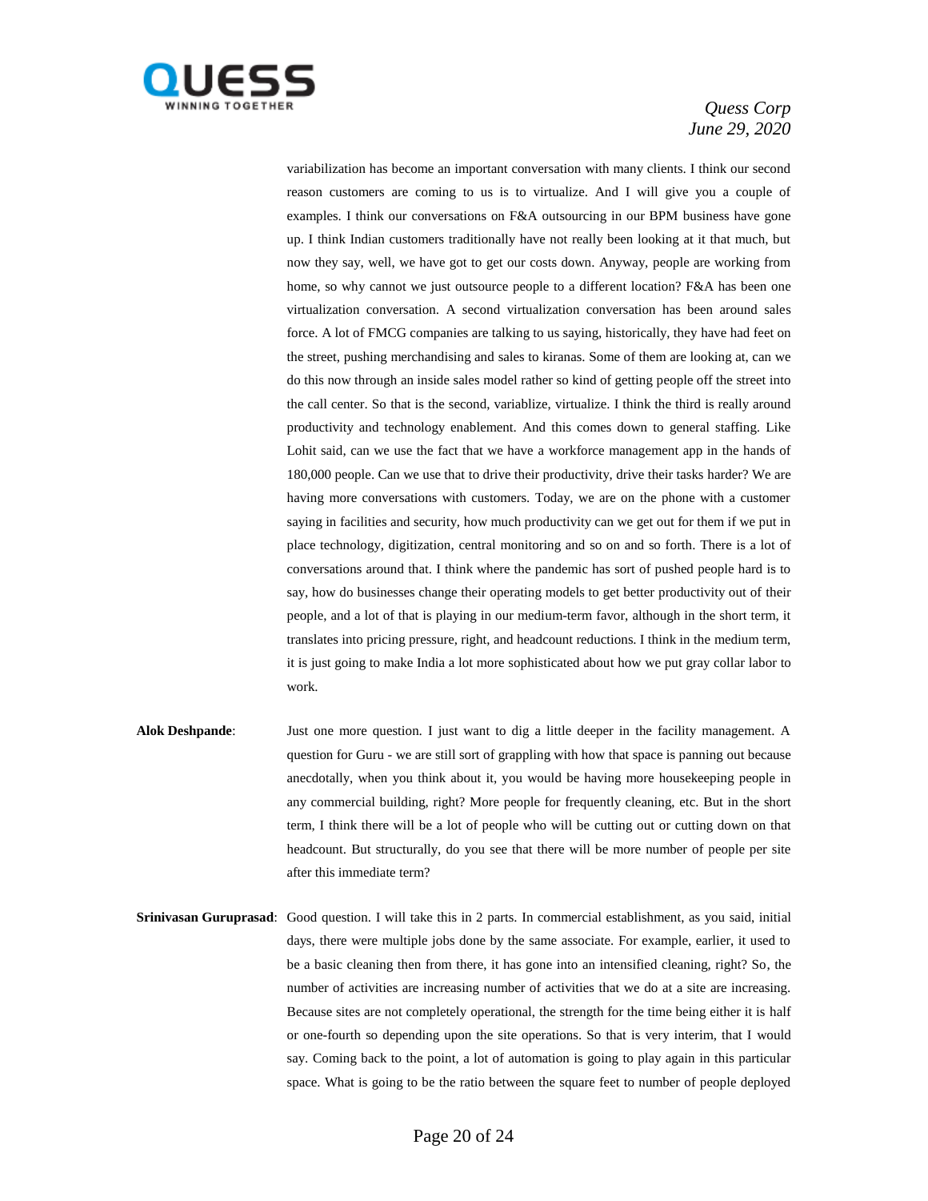variabilization has become an important conversation with many clients. I think our second reason customers are coming to us is to virtualize. And I will give you a couple of examples. I think our conversations on F&A outsourcing in our BPM business have gone up. I think Indian customers traditionally have not really been looking at it that much, but now they say, well, we have got to get our costs down. Anyway, people are working from home, so why cannot we just outsource people to a different location? F&A has been one virtualization conversation. A second virtualization conversation has been around sales force. A lot of FMCG companies are talking to us saying, historically, they have had feet on the street, pushing merchandising and sales to kiranas. Some of them are looking at, can we do this now through an inside sales model rather so kind of getting people off the street into the call center. So that is the second, variablize, virtualize. I think the third is really around productivity and technology enablement. And this comes down to general staffing. Like Lohit said, can we use the fact that we have a workforce management app in the hands of 180,000 people. Can we use that to drive their productivity, drive their tasks harder? We are having more conversations with customers. Today, we are on the phone with a customer saying in facilities and security, how much productivity can we get out for them if we put in place technology, digitization, central monitoring and so on and so forth. There is a lot of conversations around that. I think where the pandemic has sort of pushed people hard is to say, how do businesses change their operating models to get better productivity out of their people, and a lot of that is playing in our medium-term favor, although in the short term, it translates into pricing pressure, right, and headcount reductions. I think in the medium term, it is just going to make India a lot more sophisticated about how we put gray collar labor to work.

**Alok Deshpande**: Just one more question. I just want to dig a little deeper in the facility management. A question for Guru - we are still sort of grappling with how that space is panning out because anecdotally, when you think about it, you would be having more housekeeping people in any commercial building, right? More people for frequently cleaning, etc. But in the short term, I think there will be a lot of people who will be cutting out or cutting down on that headcount. But structurally, do you see that there will be more number of people per site after this immediate term?

**Srinivasan Guruprasad**: Good question. I will take this in 2 parts. In commercial establishment, as you said, initial days, there were multiple jobs done by the same associate. For example, earlier, it used to be a basic cleaning then from there, it has gone into an intensified cleaning, right? So, the number of activities are increasing number of activities that we do at a site are increasing. Because sites are not completely operational, the strength for the time being either it is half or one-fourth so depending upon the site operations. So that is very interim, that I would say. Coming back to the point, a lot of automation is going to play again in this particular space. What is going to be the ratio between the square feet to number of people deployed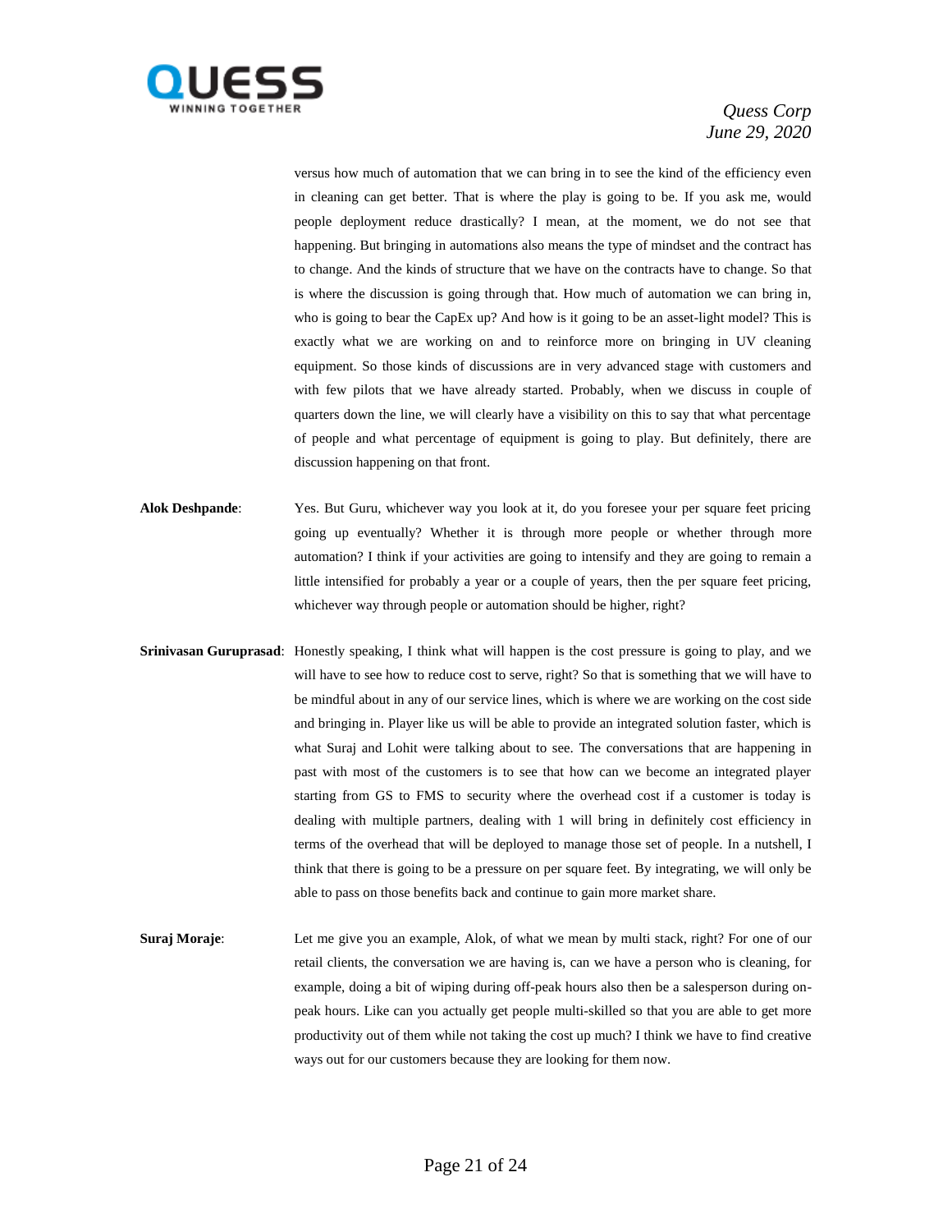versus how much of automation that we can bring in to see the kind of the efficiency even in cleaning can get better. That is where the play is going to be. If you ask me, would people deployment reduce drastically? I mean, at the moment, we do not see that happening. But bringing in automations also means the type of mindset and the contract has to change. And the kinds of structure that we have on the contracts have to change. So that is where the discussion is going through that. How much of automation we can bring in, who is going to bear the CapEx up? And how is it going to be an asset-light model? This is exactly what we are working on and to reinforce more on bringing in UV cleaning equipment. So those kinds of discussions are in very advanced stage with customers and with few pilots that we have already started. Probably, when we discuss in couple of quarters down the line, we will clearly have a visibility on this to say that what percentage of people and what percentage of equipment is going to play. But definitely, there are discussion happening on that front.

**Alok Deshpande**: Yes. But Guru, whichever way you look at it, do you foresee your per square feet pricing going up eventually? Whether it is through more people or whether through more automation? I think if your activities are going to intensify and they are going to remain a little intensified for probably a year or a couple of years, then the per square feet pricing, whichever way through people or automation should be higher, right?

**Srinivasan Guruprasad**: Honestly speaking, I think what will happen is the cost pressure is going to play, and we will have to see how to reduce cost to serve, right? So that is something that we will have to be mindful about in any of our service lines, which is where we are working on the cost side and bringing in. Player like us will be able to provide an integrated solution faster, which is what Suraj and Lohit were talking about to see. The conversations that are happening in past with most of the customers is to see that how can we become an integrated player starting from GS to FMS to security where the overhead cost if a customer is today is dealing with multiple partners, dealing with 1 will bring in definitely cost efficiency in terms of the overhead that will be deployed to manage those set of people. In a nutshell, I think that there is going to be a pressure on per square feet. By integrating, we will only be able to pass on those benefits back and continue to gain more market share.

**Suraj Moraje**: Let me give you an example, Alok, of what we mean by multi stack, right? For one of our retail clients, the conversation we are having is, can we have a person who is cleaning, for example, doing a bit of wiping during off-peak hours also then be a salesperson during on-peak hours. Like can you actually get people multi-skilled so that you are able to get more productivity out of them while not taking the cost up much? I think we have to find creative ways out for our customers because they are looking for them now.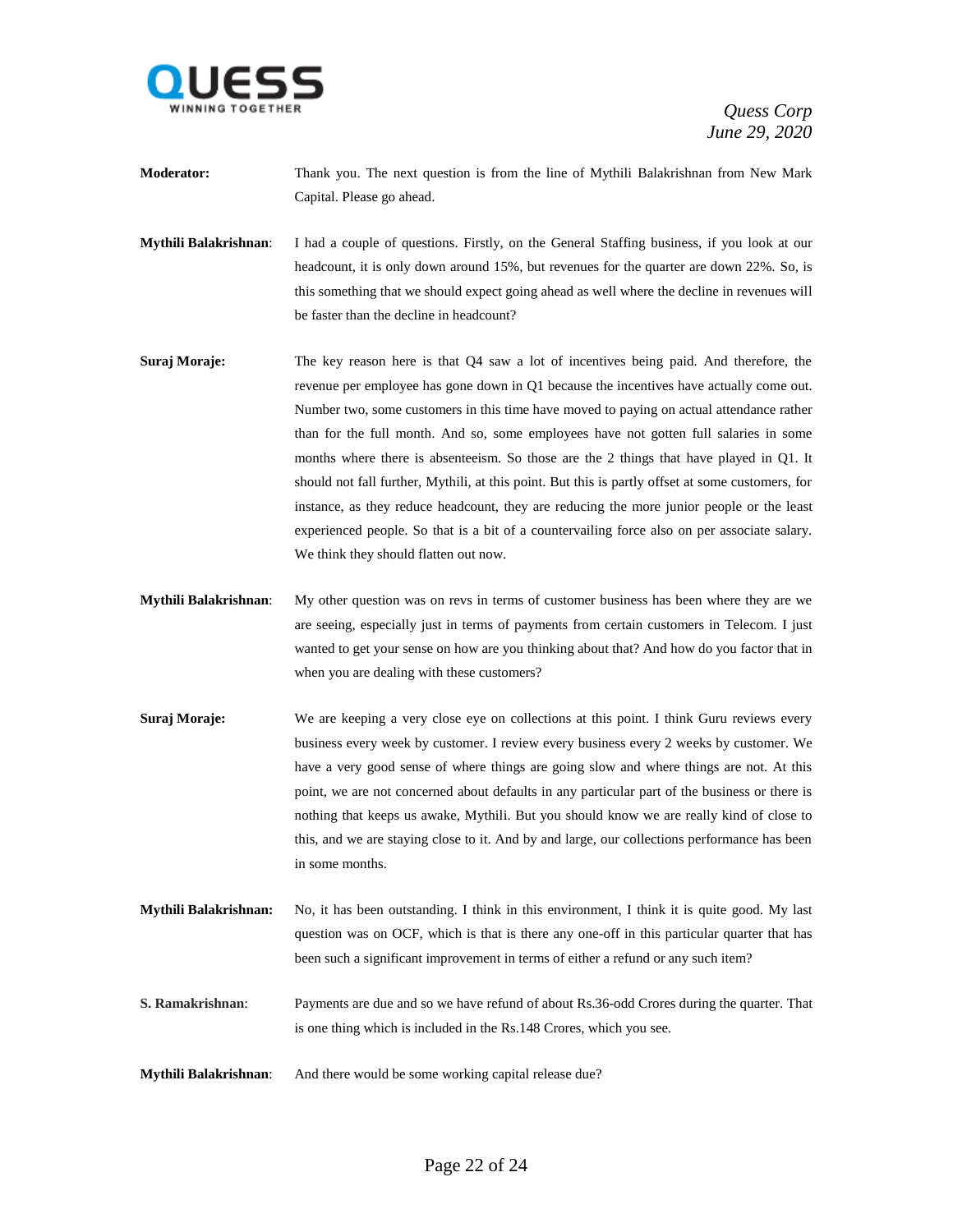**Moderator:** Thank you. The next question is from the line of Mythili Balakrishnan from New Mark Capital. Please go ahead.

**Mythili Balakrishnan**: I had a couple of questions. Firstly, on the General Staffing business, if you look at our headcount, it is only down around 15%, but revenues for the quarter are down 22%. So, is this something that we should expect going ahead as well where the decline in revenues will be faster than the decline in headcount?

**Suraj Moraje:** The key reason here is that Q4 saw a lot of incentives being paid. And therefore, the revenue per employee has gone down in Q1 because the incentives have actually come out. Number two, some customers in this time have moved to paying on actual attendance rather than for the full month. And so, some employees have not gotten full salaries in some months where there is absenteeism. So those are the 2 things that have played in Q1. It should not fall further, Mythili, at this point. But this is partly offset at some customers, for instance, as they reduce headcount, they are reducing the more junior people or the least experienced people. So that is a bit of a countervailing force also on per associate salary. We think they should flatten out now.

**Mythili Balakrishnan**: My other question was on revs in terms of customer business has been where they are we are seeing, especially just in terms of payments from certain customers in Telecom. I just wanted to get your sense on how are you thinking about that? And how do you factor that in when you are dealing with these customers?

**Suraj Moraje:** We are keeping a very close eye on collections at this point. I think Guru reviews every business every week by customer. I review every business every 2 weeks by customer. We have a very good sense of where things are going slow and where things are not. At this point, we are not concerned about defaults in any particular part of the business or there is nothing that keeps us awake, Mythili. But you should know we are really kind of close to this, and we are staying close to it. And by and large, our collections performance has been in some months.

**Mythili Balakrishnan:** No, it has been outstanding. I think in this environment, I think it is quite good. My last question was on OCF, which is that is there any one-off in this particular quarter that has been such a significant improvement in terms of either a refund or any such item?

**S. Ramakrishnan**: Payments are due and so we have refund of about Rs.36-odd Crores during the quarter. That is one thing which is included in the Rs.148 Crores, which you see.

**Mythili Balakrishnan**: And there would be some working capital release due?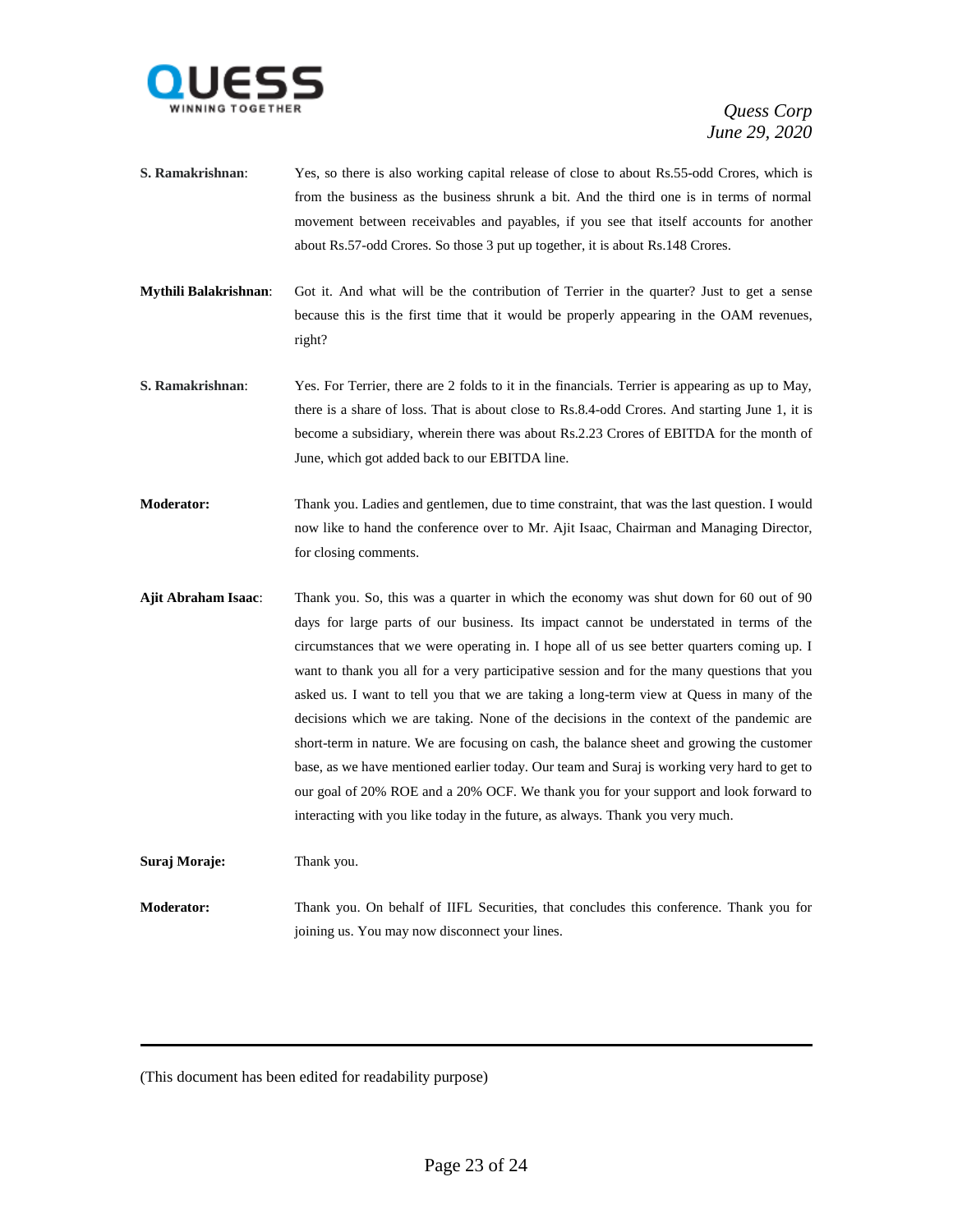**S. Ramakrishnan**: Yes, so there is also working capital release of close to about Rs.55-odd Crores, which is from the business as the business shrunk a bit. And the third one is in terms of normal movement between receivables and payables, if you see that itself accounts for another about Rs.57-odd Crores. So those 3 put up together, it is about Rs.148 Crores.

**Mythili Balakrishnan**: Got it. And what will be the contribution of Terrier in the quarter? Just to get a sense because this is the first time that it would be properly appearing in the OAM revenues, right?

**S. Ramakrishnan**: Yes. For Terrier, there are 2 folds to it in the financials. Terrier is appearing as up to May, there is a share of loss. That is about close to Rs.8.4-odd Crores. And starting June 1, it is become a subsidiary, wherein there was about Rs.2.23 Crores of EBITDA for the month of June, which got added back to our EBITDA line.

**Moderator:** Thank you. Ladies and gentlemen, due to time constraint, that was the last question. I would now like to hand the conference over to Mr. Ajit Isaac, Chairman and Managing Director, for closing comments.

**Ajit Abraham Isaac**: Thank you. So, this was a quarter in which the economy was shut down for 60 out of 90 days for large parts of our business. Its impact cannot be understated in terms of the circumstances that we were operating in. I hope all of us see better quarters coming up. I want to thank you all for a very participative session and for the many questions that you asked us. I want to tell you that we are taking a long-term view at Quess in many of the decisions which we are taking. None of the decisions in the context of the pandemic are short-term in nature. We are focusing on cash, the balance sheet and growing the customer base, as we have mentioned earlier today. Our team and Suraj is working very hard to get to our goal of 20% ROE and a 20% OCF. We thank you for your support and look forward to interacting with you like today in the future, as always. Thank you very much.

**Suraj Moraje:** Thank you.

**Moderator:** Thank you. On behalf of IIFL Securities, that concludes this conference. Thank you for joining us. You may now disconnect your lines.

---

(This document has been edited for readability purpose)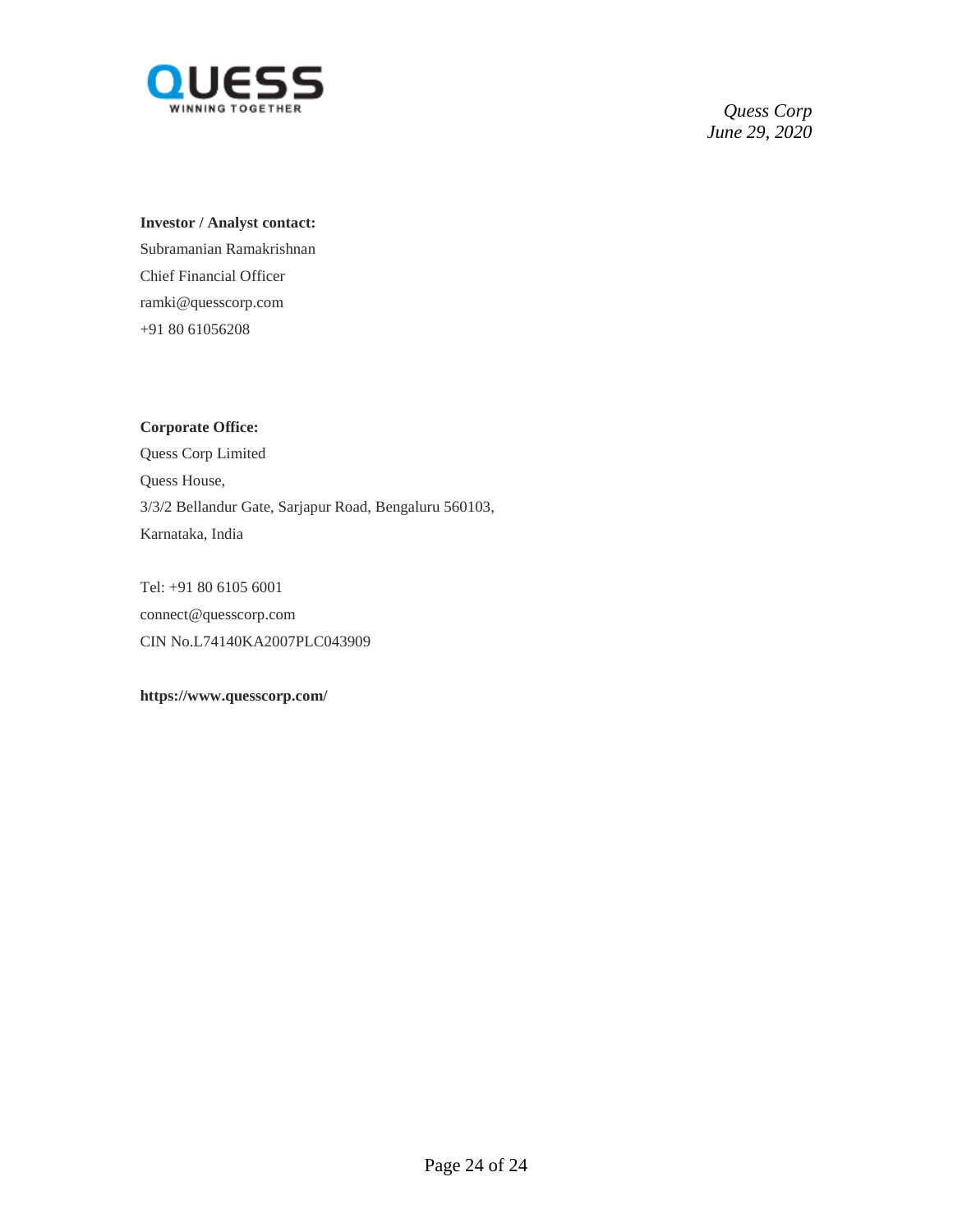*Quess Corp*
*June 29, 2020*

**Investor / Analyst contact:**

Subramanian Ramakrishnan

Chief Financial Officer

ramki@quesscorp.com

+91 80 61056208

**Corporate Office:**

Quess Corp Limited

Quess House,

3/3/2 Bellandur Gate, Sarjapur Road, Bengaluru 560103,

Karnataka, India

Tel: +91 80 6105 6001

connect@quesscorp.com

CIN No.L74140KA2007PLC043909

**https://www.quesscorp.com/**